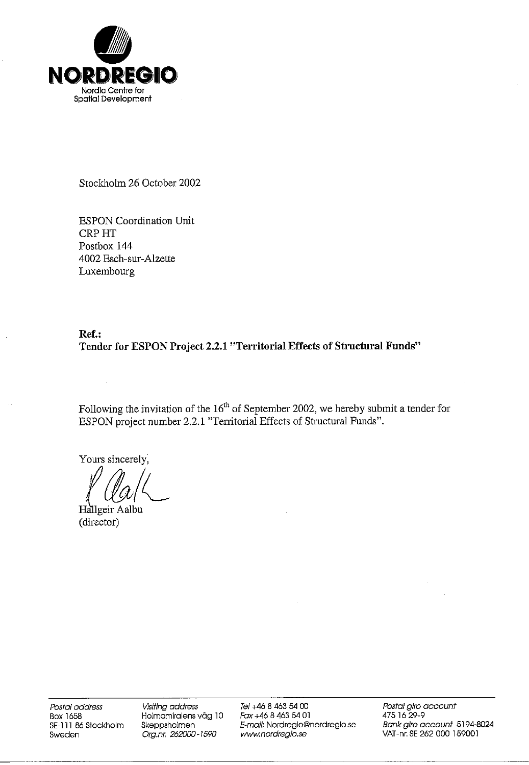**NORDREGIO**

Nordic Centre for Spatial Development

Stockholm 26 October 2002

ESPON Coordination Unit
CRP HT
Postbox 144
4002 Esch-sur-Alzette
Luxembourg

**Ref.:**
**Tender for ESPON Project 2.2.1 "Territorial Effects of Structural Funds"**

Following the invitation of the 16th of September 2002, we hereby submit a tender for ESPON project number 2.2.1 "Territorial Effects of Structural Funds".

Yours sincerely,

Hallgeir Aalbu
(director)

| *Postal address* | *Visiting address* | *Tel* +46 8 463 54 00 | *Postal giro account* |
|---|---|---|---|
| Box 1658 | Holmamiralens väg 10 | *Fax* +46 8 463 54 01 | 475 16 29-9 |
| SE-111 86 Stockholm | Skeppsholmen | *E-mail:* Nordregio@nordregio.se | *Bank giro account* 5194-8024 |
| Sweden | *Org.nr. 262000-1590* | *www.nordregio.se* | VAT-nr. SE 262 000 159001 |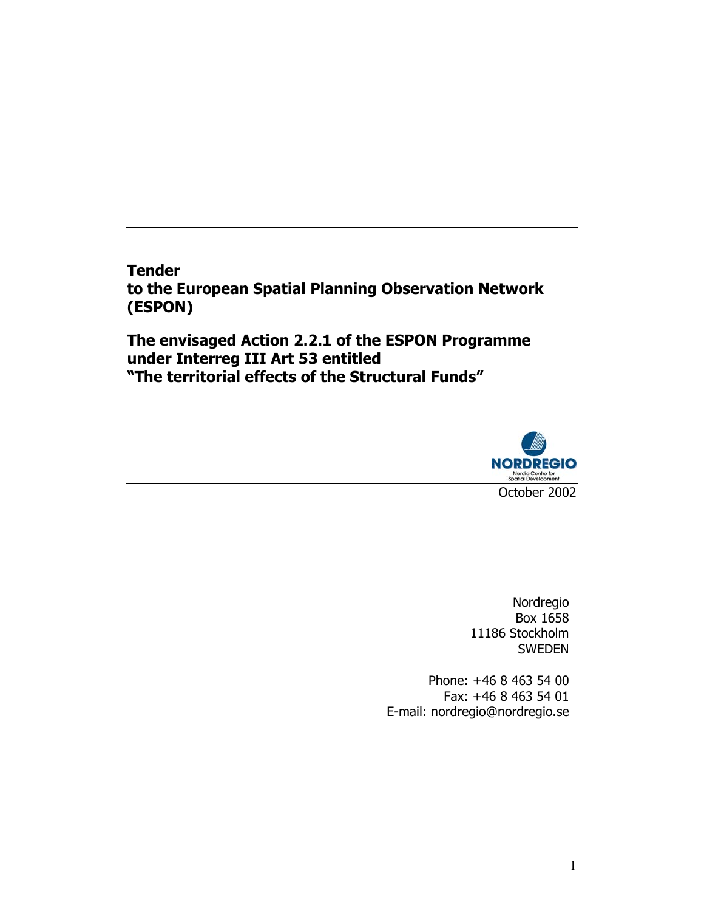**Tender**
**to the European Spatial Planning Observation Network (ESPON)**

**The envisaged Action 2.2.1 of the ESPON Programme under Interreg III Art 53 entitled "The territorial effects of the Structural Funds"**

NORDREGIO
Nordic Centre for Spatial Development

October 2002

Nordregio
Box 1658
11186 Stockholm
SWEDEN

Phone: +46 8 463 54 00
Fax: +46 8 463 54 01
E-mail: nordregio@nordregio.se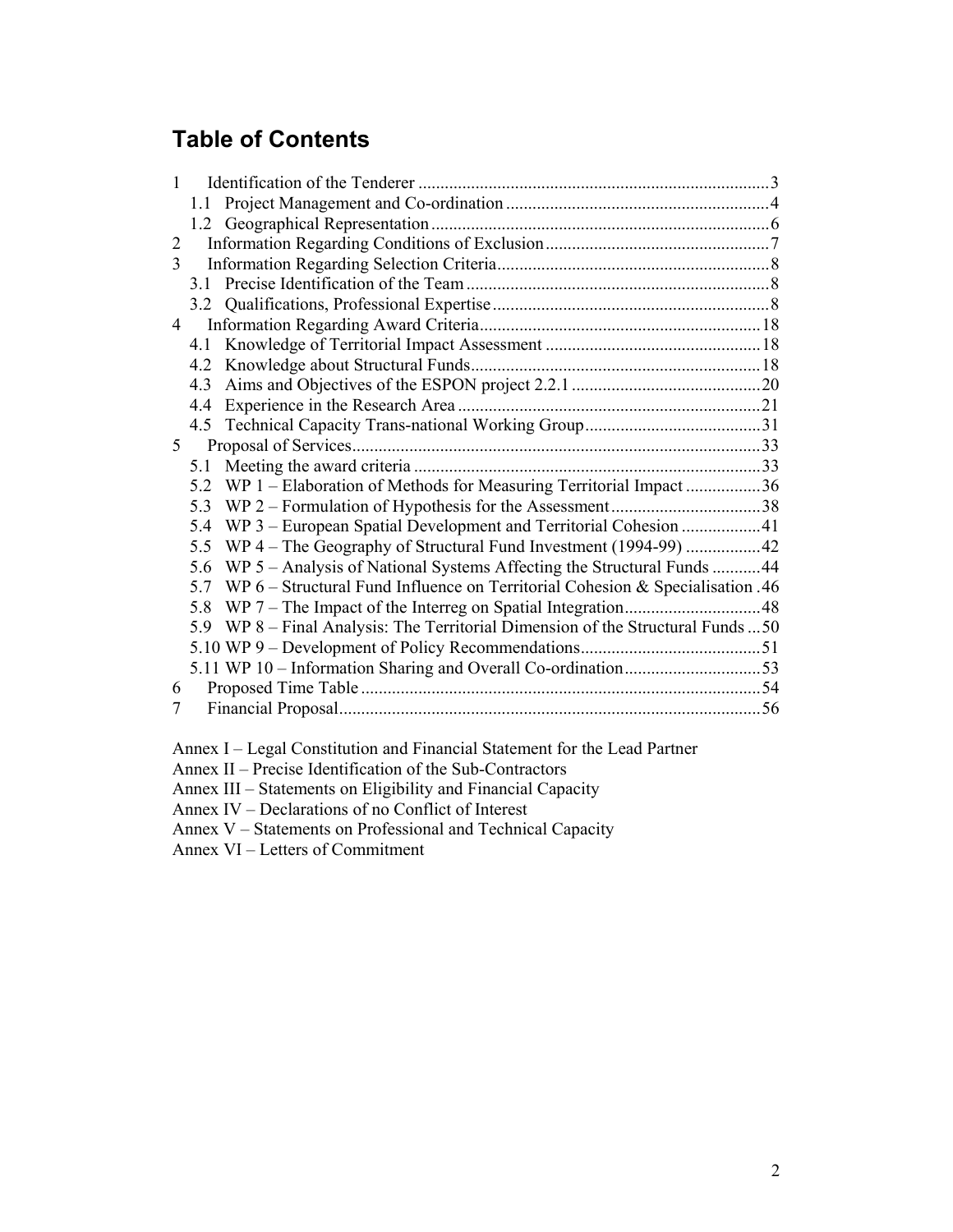# Table of Contents

1 Identification of the Tenderer ... 3
  1.1 Project Management and Co-ordination ... 4
  1.2 Geographical Representation ... 6
2 Information Regarding Conditions of Exclusion ... 7
3 Information Regarding Selection Criteria ... 8
  3.1 Precise Identification of the Team ... 8
  3.2 Qualifications, Professional Expertise ... 8
4 Information Regarding Award Criteria ... 18
  4.1 Knowledge of Territorial Impact Assessment ... 18
  4.2 Knowledge about Structural Funds ... 18
  4.3 Aims and Objectives of the ESPON project 2.2.1 ... 20
  4.4 Experience in the Research Area ... 21
  4.5 Technical Capacity Trans-national Working Group ... 31
5 Proposal of Services ... 33
  5.1 Meeting the award criteria ... 33
  5.2 WP 1 – Elaboration of Methods for Measuring Territorial Impact ... 36
  5.3 WP 2 – Formulation of Hypothesis for the Assessment ... 38
  5.4 WP 3 – European Spatial Development and Territorial Cohesion ... 41
  5.5 WP 4 – The Geography of Structural Fund Investment (1994-99) ... 42
  5.6 WP 5 – Analysis of National Systems Affecting the Structural Funds ... 44
  5.7 WP 6 – Structural Fund Influence on Territorial Cohesion & Specialisation ... 46
  5.8 WP 7 – The Impact of the Interreg on Spatial Integration ... 48
  5.9 WP 8 – Final Analysis: The Territorial Dimension of the Structural Funds ... 50
  5.10 WP 9 – Development of Policy Recommendations ... 51
  5.11 WP 10 – Information Sharing and Overall Co-ordination ... 53
6 Proposed Time Table ... 54
7 Financial Proposal ... 56

Annex I – Legal Constitution and Financial Statement for the Lead Partner
Annex II – Precise Identification of the Sub-Contractors
Annex III – Statements on Eligibility and Financial Capacity
Annex IV – Declarations of no Conflict of Interest
Annex V – Statements on Professional and Technical Capacity
Annex VI – Letters of Commitment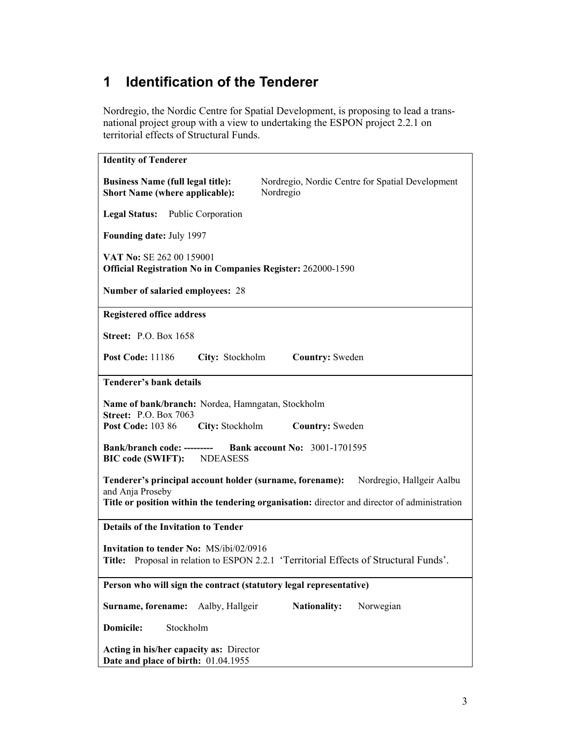# 1 Identification of the Tenderer

Nordregio, the Nordic Centre for Spatial Development, is proposing to lead a trans-national project group with a view to undertaking the ESPON project 2.2.1 on territorial effects of Structural Funds.

**Identity of Tenderer**

**Business Name (full legal title):** Nordregio, Nordic Centre for Spatial Development
**Short Name (where applicable):** Nordregio

**Legal Status:** Public Corporation

**Founding date:** July 1997

**VAT No:** SE 262 00 159001
**Official Registration No in Companies Register:** 262000-1590

**Number of salaried employees:** 28

**Registered office address**

**Street:** P.O. Box 1658

**Post Code:** 11186 **City:** Stockholm **Country:** Sweden

**Tenderer's bank details**

**Name of bank/branch:** Nordea, Hamngatan, Stockholm
**Street:** P.O. Box 7063
**Post Code:** 103 86 **City:** Stockholm **Country:** Sweden

**Bank/branch code:** --------- **Bank account No:** 3001-1701595
**BIC code (SWIFT):** NDEASESS

**Tenderer's principal account holder (surname, forename):** Nordregio, Hallgeir Aalbu and Anja Proseby
**Title or position within the tendering organisation:** director and director of administration

**Details of the Invitation to Tender**

**Invitation to tender No:** MS/ibi/02/0916
**Title:** Proposal in relation to ESPON 2.2.1 'Territorial Effects of Structural Funds'.

**Person who will sign the contract (statutory legal representative)**

**Surname, forename:** Aalby, Hallgeir **Nationality:** Norwegian

**Domicile:** Stockholm

**Acting in his/her capacity as:** Director
**Date and place of birth:** 01.04.1955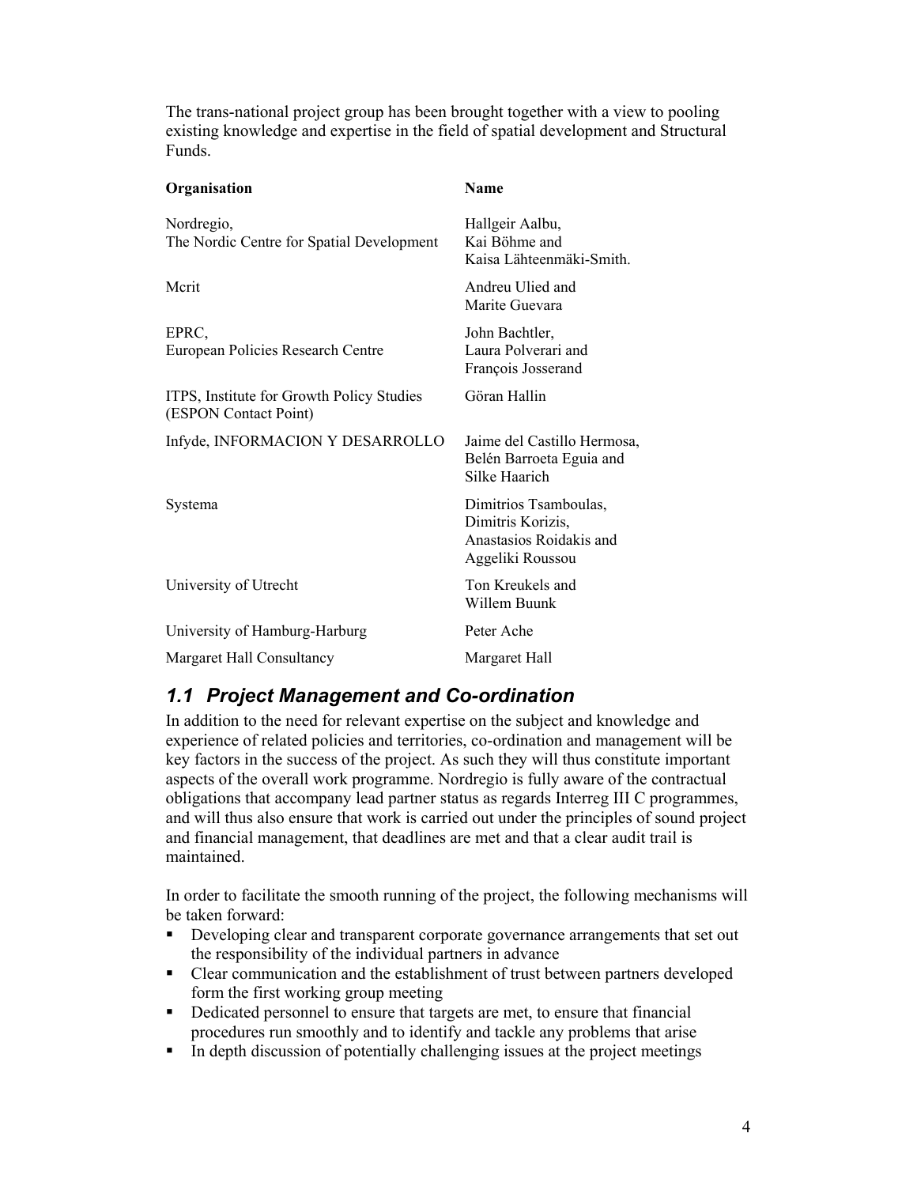The trans-national project group has been brought together with a view to pooling existing knowledge and expertise in the field of spatial development and Structural Funds.

| Organisation | Name |
|---|---|
| Nordregio, The Nordic Centre for Spatial Development | Hallgeir Aalbu, Kai Böhme and Kaisa Lähteenmäki-Smith. |
| Mcrit | Andreu Ulied and Marite Guevara |
| EPRC, European Policies Research Centre | John Bachtler, Laura Polverari and François Josserand |
| ITPS, Institute for Growth Policy Studies (ESPON Contact Point) | Göran Hallin |
| Infyde, INFORMACION Y DESARROLLO | Jaime del Castillo Hermosa, Belén Barroeta Eguia and Silke Haarich |
| Systema | Dimitrios Tsamboulas, Dimitris Korizis, Anastasios Roidakis and Aggeliki Roussou |
| University of Utrecht | Ton Kreukels and Willem Buunk |
| University of Hamburg-Harburg | Peter Ache |
| Margaret Hall Consultancy | Margaret Hall |

## *1.1 Project Management and Co-ordination*

In addition to the need for relevant expertise on the subject and knowledge and experience of related policies and territories, co-ordination and management will be key factors in the success of the project. As such they will thus constitute important aspects of the overall work programme. Nordregio is fully aware of the contractual obligations that accompany lead partner status as regards Interreg III C programmes, and will thus also ensure that work is carried out under the principles of sound project and financial management, that deadlines are met and that a clear audit trail is maintained.

In order to facilitate the smooth running of the project, the following mechanisms will be taken forward:

- Developing clear and transparent corporate governance arrangements that set out the responsibility of the individual partners in advance
- Clear communication and the establishment of trust between partners developed form the first working group meeting
- Dedicated personnel to ensure that targets are met, to ensure that financial procedures run smoothly and to identify and tackle any problems that arise
- In depth discussion of potentially challenging issues at the project meetings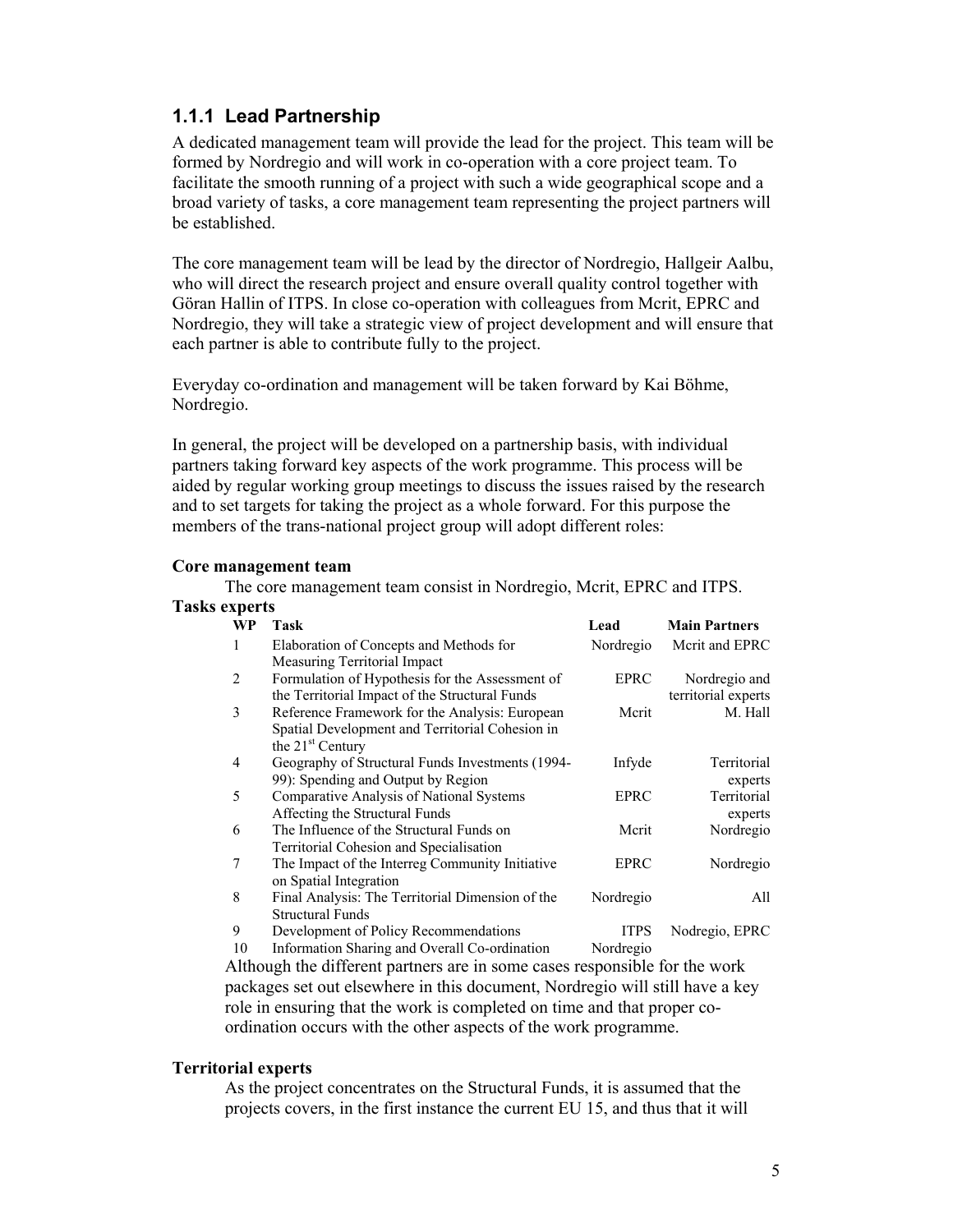### 1.1.1 Lead Partnership

A dedicated management team will provide the lead for the project. This team will be formed by Nordregio and will work in co-operation with a core project team. To facilitate the smooth running of a project with such a wide geographical scope and a broad variety of tasks, a core management team representing the project partners will be established.

The core management team will be lead by the director of Nordregio, Hallgeir Aalbu, who will direct the research project and ensure overall quality control together with Göran Hallin of ITPS. In close co-operation with colleagues from Mcrit, EPRC and Nordregio, they will take a strategic view of project development and will ensure that each partner is able to contribute fully to the project.

Everyday co-ordination and management will be taken forward by Kai Böhme, Nordregio.

In general, the project will be developed on a partnership basis, with individual partners taking forward key aspects of the work programme. This process will be aided by regular working group meetings to discuss the issues raised by the research and to set targets for taking the project as a whole forward. For this purpose the members of the trans-national project group will adopt different roles:

**Core management team**

The core management team consist in Nordregio, Mcrit, EPRC and ITPS.

**Tasks experts**

| WP | Task | Lead | Main Partners |
|---|---|---|---|
| 1 | Elaboration of Concepts and Methods for Measuring Territorial Impact | Nordregio | Mcrit and EPRC |
| 2 | Formulation of Hypothesis for the Assessment of the Territorial Impact of the Structural Funds | EPRC | Nordregio and territorial experts |
| 3 | Reference Framework for the Analysis: European Spatial Development and Territorial Cohesion in the 21st Century | Mcrit | M. Hall |
| 4 | Geography of Structural Funds Investments (1994-99): Spending and Output by Region | Infyde | Territorial experts |
| 5 | Comparative Analysis of National Systems Affecting the Structural Funds | EPRC | Territorial experts |
| 6 | The Influence of the Structural Funds on Territorial Cohesion and Specialisation | Mcrit | Nordregio |
| 7 | The Impact of the Interreg Community Initiative on Spatial Integration | EPRC | Nordregio |
| 8 | Final Analysis: The Territorial Dimension of the Structural Funds | Nordregio | All |
| 9 | Development of Policy Recommendations | ITPS | Nodregio, EPRC |
| 10 | Information Sharing and Overall Co-ordination | Nordregio | |

Although the different partners are in some cases responsible for the work packages set out elsewhere in this document, Nordregio will still have a key role in ensuring that the work is completed on time and that proper co-ordination occurs with the other aspects of the work programme.

**Territorial experts**

As the project concentrates on the Structural Funds, it is assumed that the projects covers, in the first instance the current EU 15, and thus that it will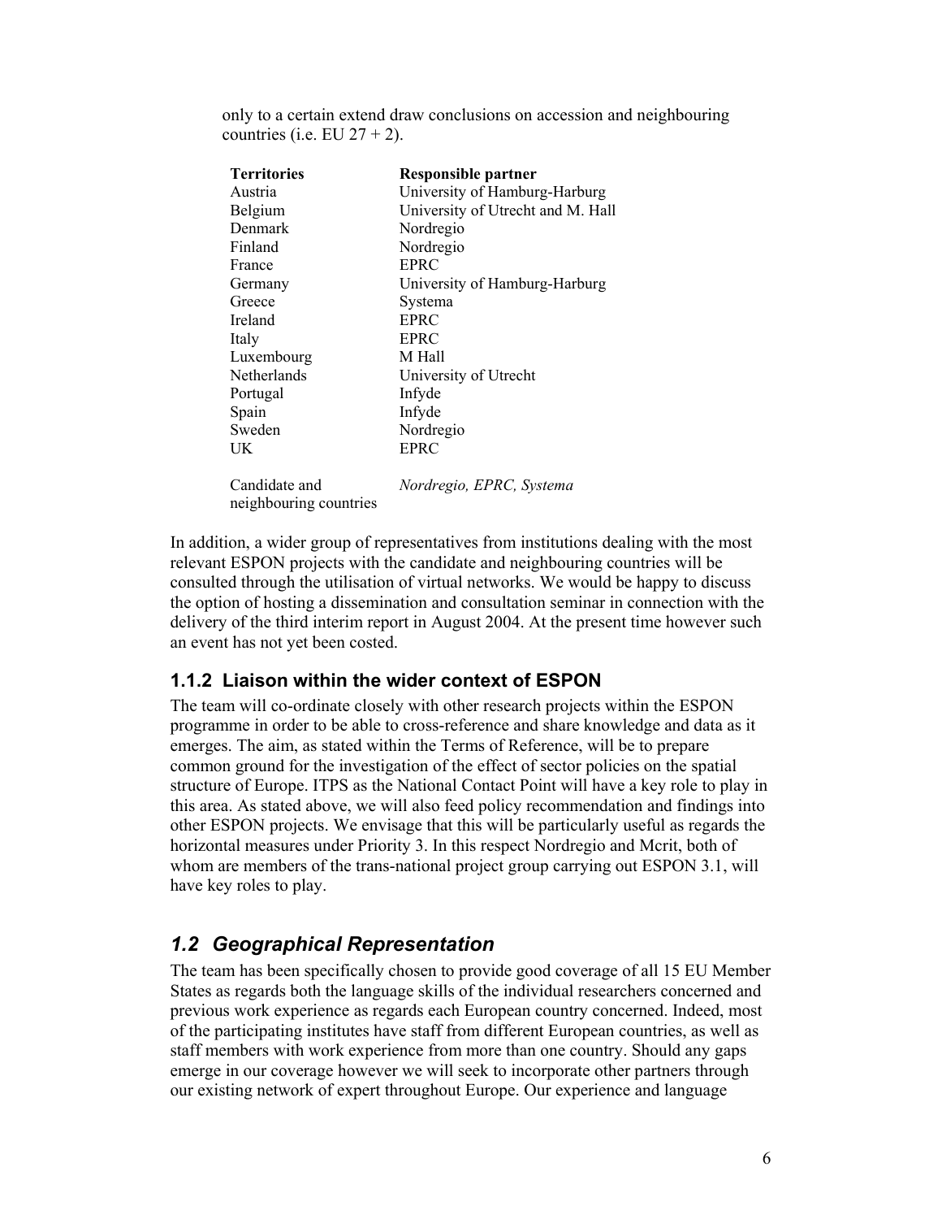only to a certain extend draw conclusions on accession and neighbouring countries (i.e. EU 27 + 2).

| Territories | Responsible partner |
| --- | --- |
| Austria | University of Hamburg-Harburg |
| Belgium | University of Utrecht and M. Hall |
| Denmark | Nordregio |
| Finland | Nordregio |
| France | EPRC |
| Germany | University of Hamburg-Harburg |
| Greece | Systema |
| Ireland | EPRC |
| Italy | EPRC |
| Luxembourg | M Hall |
| Netherlands | University of Utrecht |
| Portugal | Infyde |
| Spain | Infyde |
| Sweden | Nordregio |
| UK | EPRC |
| Candidate and neighbouring countries | *Nordregio, EPRC, Systema* |

In addition, a wider group of representatives from institutions dealing with the most relevant ESPON projects with the candidate and neighbouring countries will be consulted through the utilisation of virtual networks. We would be happy to discuss the option of hosting a dissemination and consultation seminar in connection with the delivery of the third interim report in August 2004. At the present time however such an event has not yet been costed.

### 1.1.2 Liaison within the wider context of ESPON

The team will co-ordinate closely with other research projects within the ESPON programme in order to be able to cross-reference and share knowledge and data as it emerges. The aim, as stated within the Terms of Reference, will be to prepare common ground for the investigation of the effect of sector policies on the spatial structure of Europe. ITPS as the National Contact Point will have a key role to play in this area. As stated above, we will also feed policy recommendation and findings into other ESPON projects. We envisage that this will be particularly useful as regards the horizontal measures under Priority 3. In this respect Nordregio and Mcrit, both of whom are members of the trans-national project group carrying out ESPON 3.1, will have key roles to play.

## *1.2 Geographical Representation*

The team has been specifically chosen to provide good coverage of all 15 EU Member States as regards both the language skills of the individual researchers concerned and previous work experience as regards each European country concerned. Indeed, most of the participating institutes have staff from different European countries, as well as staff members with work experience from more than one country. Should any gaps emerge in our coverage however we will seek to incorporate other partners through our existing network of expert throughout Europe. Our experience and language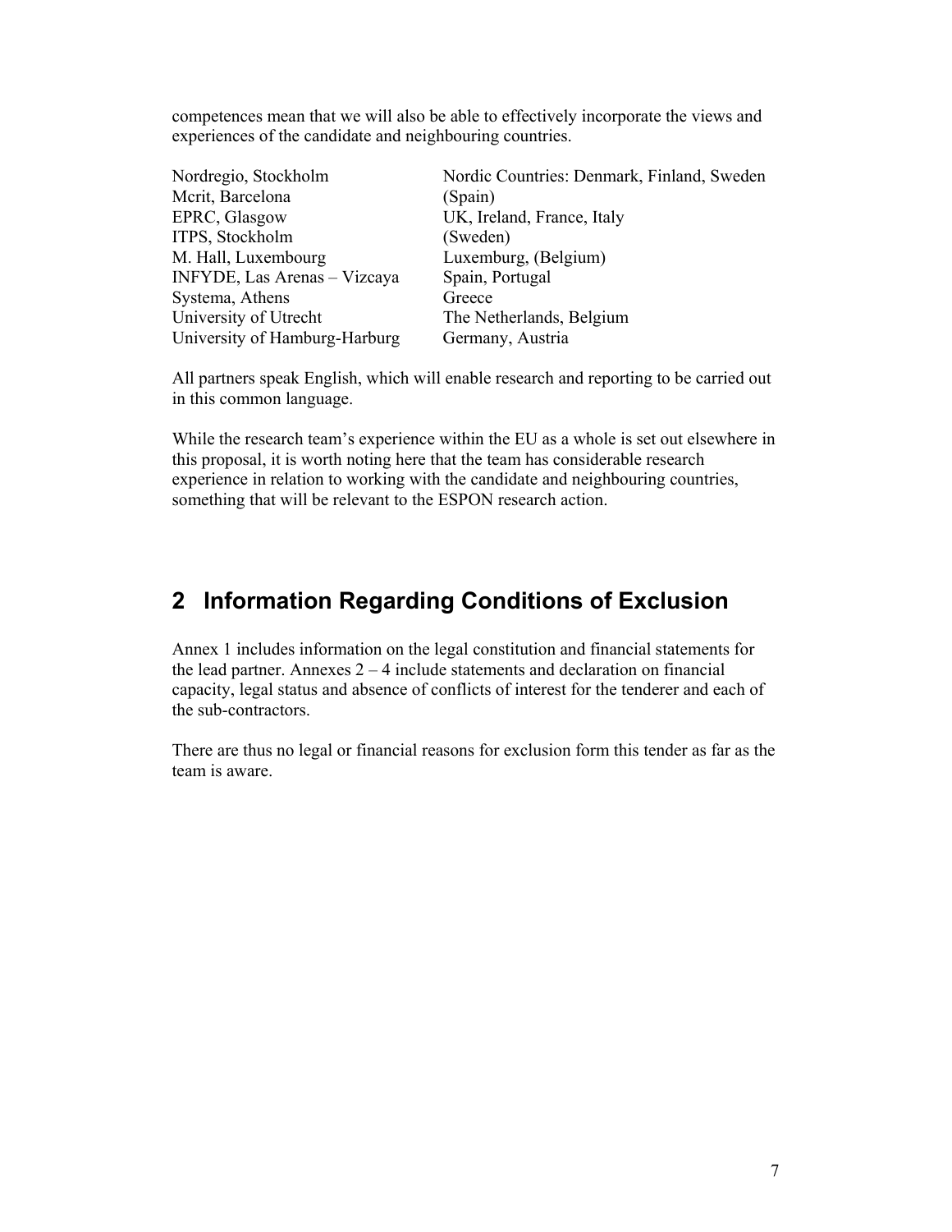competences mean that we will also be able to effectively incorporate the views and experiences of the candidate and neighbouring countries.

| | |
|---|---|
| Nordregio, Stockholm | Nordic Countries: Denmark, Finland, Sweden |
| Mcrit, Barcelona | (Spain) |
| EPRC, Glasgow | UK, Ireland, France, Italy |
| ITPS, Stockholm | (Sweden) |
| M. Hall, Luxembourg | Luxemburg, (Belgium) |
| INFYDE, Las Arenas – Vizcaya | Spain, Portugal |
| Systema, Athens | Greece |
| University of Utrecht | The Netherlands, Belgium |
| University of Hamburg-Harburg | Germany, Austria |

All partners speak English, which will enable research and reporting to be carried out in this common language.

While the research team's experience within the EU as a whole is set out elsewhere in this proposal, it is worth noting here that the team has considerable research experience in relation to working with the candidate and neighbouring countries, something that will be relevant to the ESPON research action.

## 2 Information Regarding Conditions of Exclusion

Annex 1 includes information on the legal constitution and financial statements for the lead partner. Annexes 2 – 4 include statements and declaration on financial capacity, legal status and absence of conflicts of interest for the tenderer and each of the sub-contractors.

There are thus no legal or financial reasons for exclusion form this tender as far as the team is aware.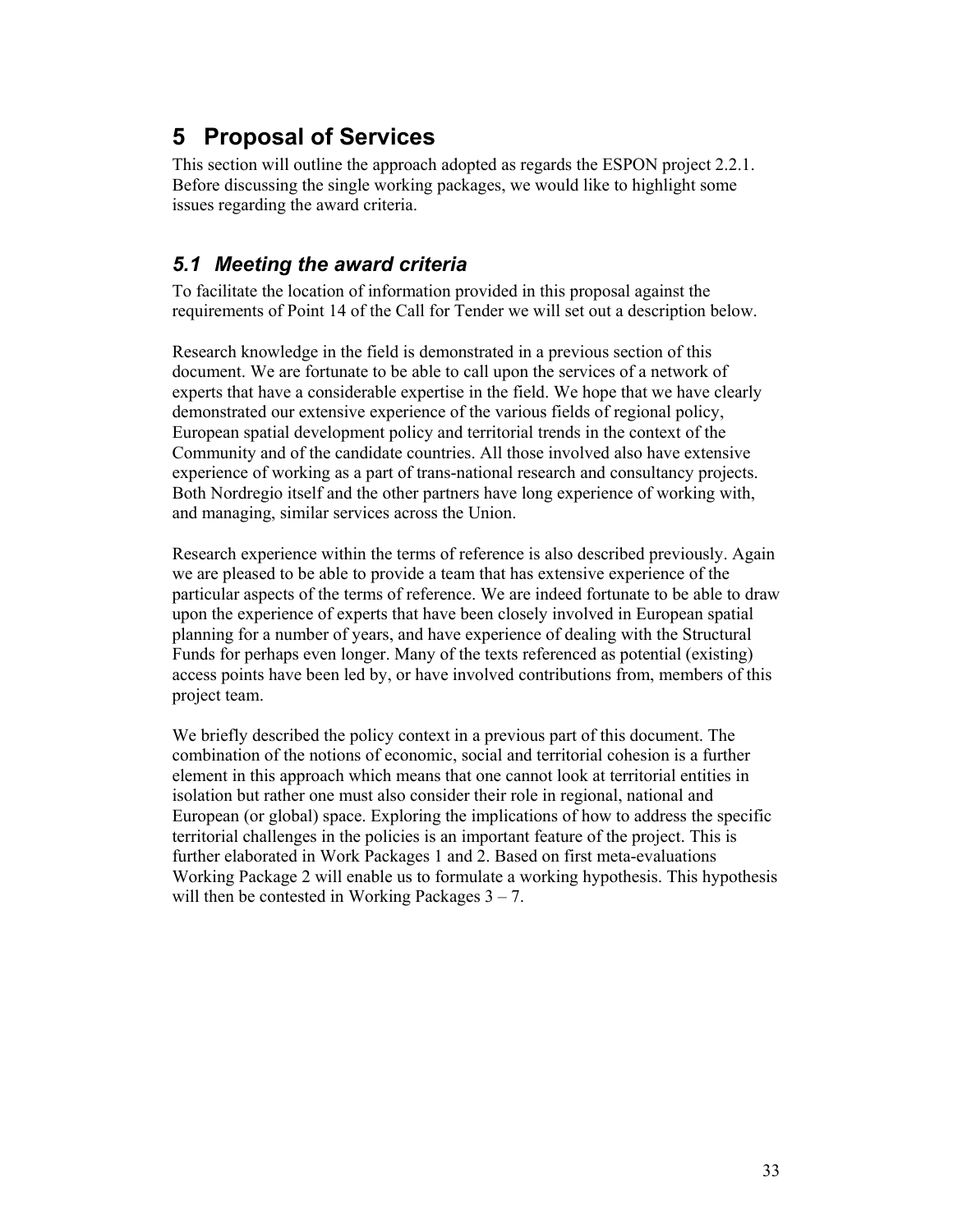# 5 Proposal of Services

This section will outline the approach adopted as regards the ESPON project 2.2.1. Before discussing the single working packages, we would like to highlight some issues regarding the award criteria.

## *5.1 Meeting the award criteria*

To facilitate the location of information provided in this proposal against the requirements of Point 14 of the Call for Tender we will set out a description below.

Research knowledge in the field is demonstrated in a previous section of this document. We are fortunate to be able to call upon the services of a network of experts that have a considerable expertise in the field. We hope that we have clearly demonstrated our extensive experience of the various fields of regional policy, European spatial development policy and territorial trends in the context of the Community and of the candidate countries. All those involved also have extensive experience of working as a part of trans-national research and consultancy projects. Both Nordregio itself and the other partners have long experience of working with, and managing, similar services across the Union.

Research experience within the terms of reference is also described previously. Again we are pleased to be able to provide a team that has extensive experience of the particular aspects of the terms of reference. We are indeed fortunate to be able to draw upon the experience of experts that have been closely involved in European spatial planning for a number of years, and have experience of dealing with the Structural Funds for perhaps even longer. Many of the texts referenced as potential (existing) access points have been led by, or have involved contributions from, members of this project team.

We briefly described the policy context in a previous part of this document. The combination of the notions of economic, social and territorial cohesion is a further element in this approach which means that one cannot look at territorial entities in isolation but rather one must also consider their role in regional, national and European (or global) space. Exploring the implications of how to address the specific territorial challenges in the policies is an important feature of the project. This is further elaborated in Work Packages 1 and 2. Based on first meta-evaluations Working Package 2 will enable us to formulate a working hypothesis. This hypothesis will then be contested in Working Packages 3 – 7.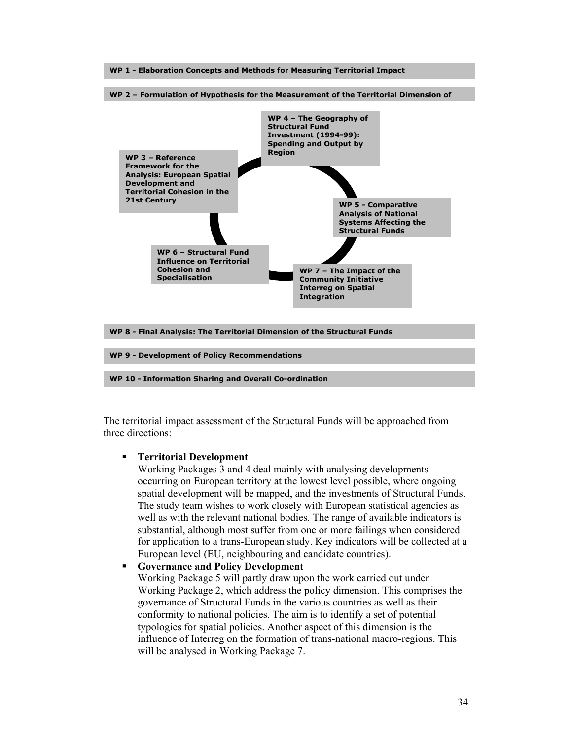**WP 1 - Elaboration Concepts and Methods for Measuring Territorial Impact**

**WP 2 – Formulation of Hypothesis for the Measurement of the Territorial Dimension of**

**WP 3 – Reference Framework for the Analysis: European Spatial Development and Territorial Cohesion in the 21st Century**

**WP 4 – The Geography of Structural Fund Investment (1994-99): Spending and Output by Region**

**WP 5 - Comparative Analysis of National Systems Affecting the Structural Funds**

**WP 6 – Structural Fund Influence on Territorial Cohesion and Specialisation**

**WP 7 – The Impact of the Community Initiative Interreg on Spatial Integration**

**WP 8 - Final Analysis: The Territorial Dimension of the Structural Funds**

**WP 9 - Development of Policy Recommendations**

**WP 10 - Information Sharing and Overall Co-ordination**

The territorial impact assessment of the Structural Funds will be approached from three directions:

- **Territorial Development**
  Working Packages 3 and 4 deal mainly with analysing developments occurring on European territory at the lowest level possible, where ongoing spatial development will be mapped, and the investments of Structural Funds. The study team wishes to work closely with European statistical agencies as well as with the relevant national bodies. The range of available indicators is substantial, although most suffer from one or more failings when considered for application to a trans-European study. Key indicators will be collected at a European level (EU, neighbouring and candidate countries).
- **Governance and Policy Development**
  Working Package 5 will partly draw upon the work carried out under Working Package 2, which address the policy dimension. This comprises the governance of Structural Funds in the various countries as well as their conformity to national policies. The aim is to identify a set of potential typologies for spatial policies. Another aspect of this dimension is the influence of Interreg on the formation of trans-national macro-regions. This will be analysed in Working Package 7.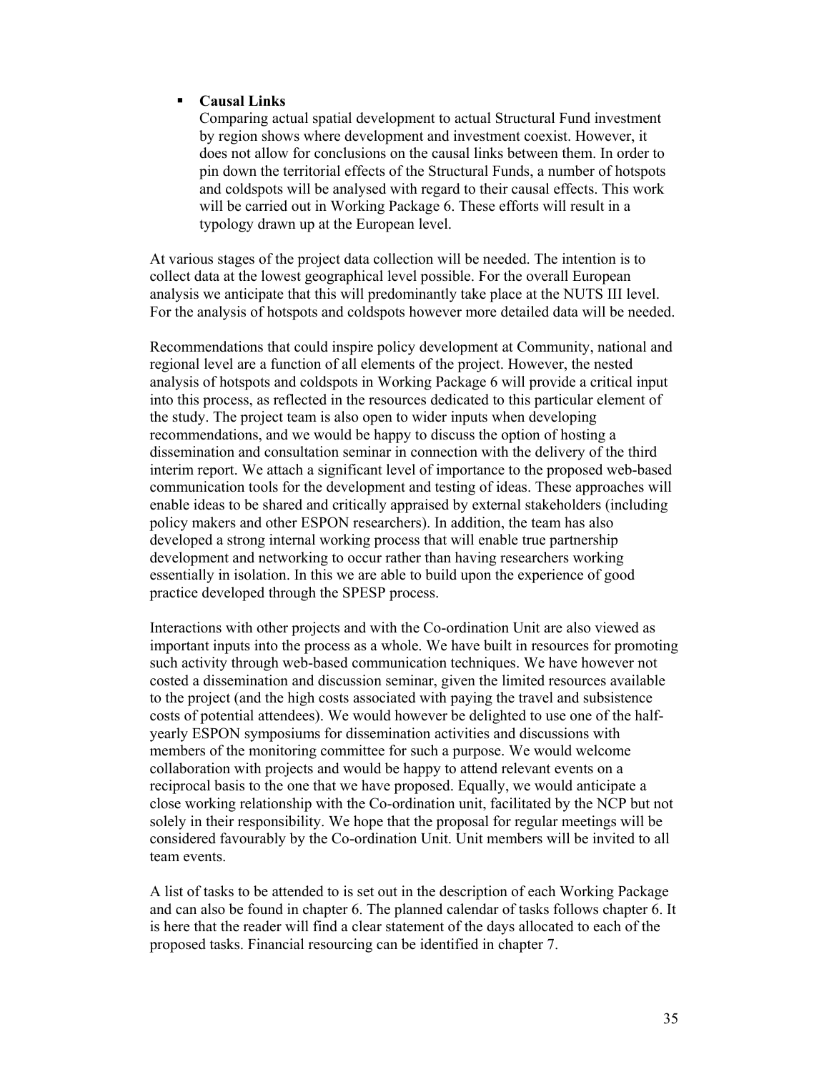- **Causal Links**
  Comparing actual spatial development to actual Structural Fund investment by region shows where development and investment coexist. However, it does not allow for conclusions on the causal links between them. In order to pin down the territorial effects of the Structural Funds, a number of hotspots and coldspots will be analysed with regard to their causal effects. This work will be carried out in Working Package 6. These efforts will result in a typology drawn up at the European level.

At various stages of the project data collection will be needed. The intention is to collect data at the lowest geographical level possible. For the overall European analysis we anticipate that this will predominantly take place at the NUTS III level. For the analysis of hotspots and coldspots however more detailed data will be needed.

Recommendations that could inspire policy development at Community, national and regional level are a function of all elements of the project. However, the nested analysis of hotspots and coldspots in Working Package 6 will provide a critical input into this process, as reflected in the resources dedicated to this particular element of the study. The project team is also open to wider inputs when developing recommendations, and we would be happy to discuss the option of hosting a dissemination and consultation seminar in connection with the delivery of the third interim report. We attach a significant level of importance to the proposed web-based communication tools for the development and testing of ideas. These approaches will enable ideas to be shared and critically appraised by external stakeholders (including policy makers and other ESPON researchers). In addition, the team has also developed a strong internal working process that will enable true partnership development and networking to occur rather than having researchers working essentially in isolation. In this we are able to build upon the experience of good practice developed through the SPESP process.

Interactions with other projects and with the Co-ordination Unit are also viewed as important inputs into the process as a whole. We have built in resources for promoting such activity through web-based communication techniques. We have however not costed a dissemination and discussion seminar, given the limited resources available to the project (and the high costs associated with paying the travel and subsistence costs of potential attendees). We would however be delighted to use one of the half-yearly ESPON symposiums for dissemination activities and discussions with members of the monitoring committee for such a purpose. We would welcome collaboration with projects and would be happy to attend relevant events on a reciprocal basis to the one that we have proposed. Equally, we would anticipate a close working relationship with the Co-ordination unit, facilitated by the NCP but not solely in their responsibility. We hope that the proposal for regular meetings will be considered favourably by the Co-ordination Unit. Unit members will be invited to all team events.

A list of tasks to be attended to is set out in the description of each Working Package and can also be found in chapter 6. The planned calendar of tasks follows chapter 6. It is here that the reader will find a clear statement of the days allocated to each of the proposed tasks. Financial resourcing can be identified in chapter 7.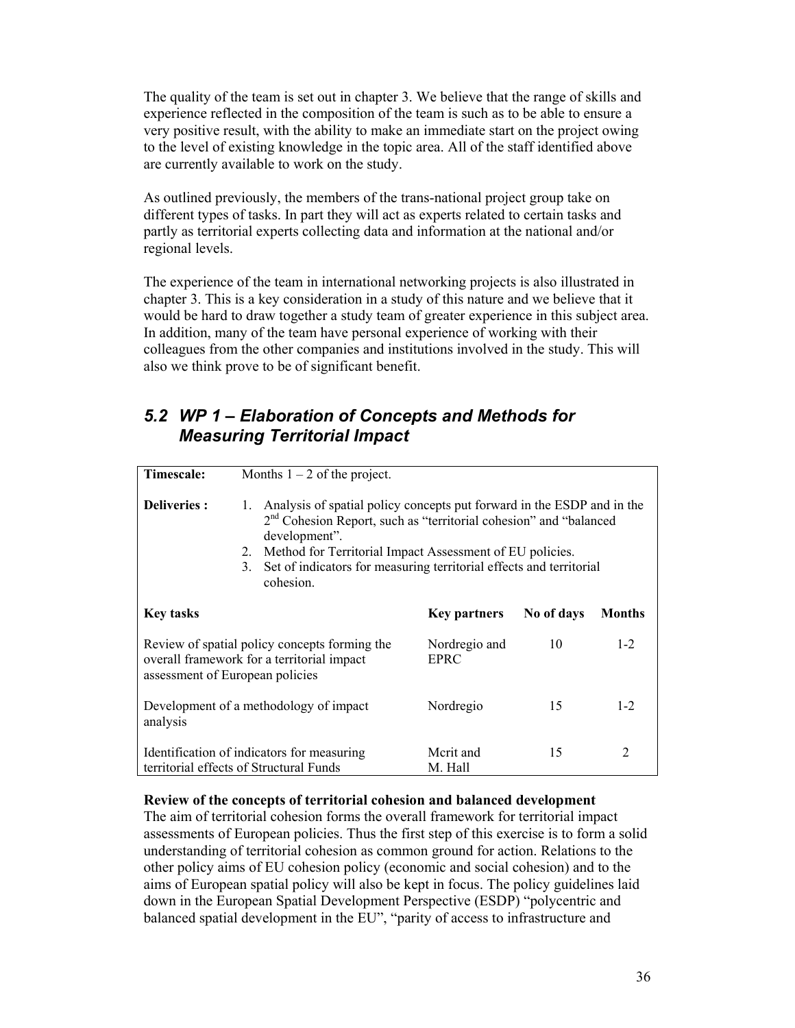The quality of the team is set out in chapter 3. We believe that the range of skills and experience reflected in the composition of the team is such as to be able to ensure a very positive result, with the ability to make an immediate start on the project owing to the level of existing knowledge in the topic area. All of the staff identified above are currently available to work on the study.

As outlined previously, the members of the trans-national project group take on different types of tasks. In part they will act as experts related to certain tasks and partly as territorial experts collecting data and information at the national and/or regional levels.

The experience of the team in international networking projects is also illustrated in chapter 3. This is a key consideration in a study of this nature and we believe that it would be hard to draw together a study team of greater experience in this subject area. In addition, many of the team have personal experience of working with their colleagues from the other companies and institutions involved in the study. This will also we think prove to be of significant benefit.

## *5.2 WP 1 – Elaboration of Concepts and Methods for Measuring Territorial Impact*

**Timescale:** Months 1 – 2 of the project.

**Deliveries :**

1. Analysis of spatial policy concepts put forward in the ESDP and in the 2nd Cohesion Report, such as "territorial cohesion" and "balanced development".
2. Method for Territorial Impact Assessment of EU policies.
3. Set of indicators for measuring territorial effects and territorial cohesion.

| Key tasks | Key partners | No of days | Months |
|---|---|---|---|
| Review of spatial policy concepts forming the overall framework for a territorial impact assessment of European policies | Nordregio and EPRC | 10 | 1-2 |
| Development of a methodology of impact analysis | Nordregio | 15 | 1-2 |
| Identification of indicators for measuring territorial effects of Structural Funds | Mcrit and M. Hall | 15 | 2 |

**Review of the concepts of territorial cohesion and balanced development**

The aim of territorial cohesion forms the overall framework for territorial impact assessments of European policies. Thus the first step of this exercise is to form a solid understanding of territorial cohesion as common ground for action. Relations to the other policy aims of EU cohesion policy (economic and social cohesion) and to the aims of European spatial policy will also be kept in focus. The policy guidelines laid down in the European Spatial Development Perspective (ESDP) "polycentric and balanced spatial development in the EU", "parity of access to infrastructure and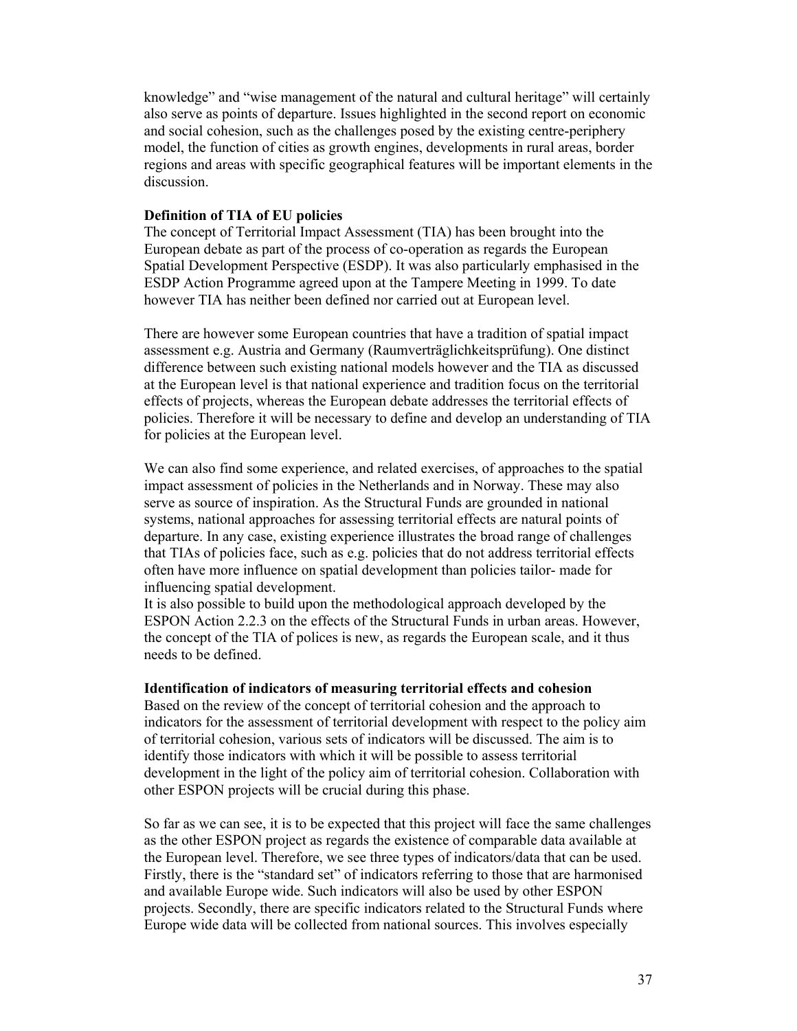knowledge" and "wise management of the natural and cultural heritage" will certainly also serve as points of departure. Issues highlighted in the second report on economic and social cohesion, such as the challenges posed by the existing centre-periphery model, the function of cities as growth engines, developments in rural areas, border regions and areas with specific geographical features will be important elements in the discussion.

**Definition of TIA of EU policies**

The concept of Territorial Impact Assessment (TIA) has been brought into the European debate as part of the process of co-operation as regards the European Spatial Development Perspective (ESDP). It was also particularly emphasised in the ESDP Action Programme agreed upon at the Tampere Meeting in 1999. To date however TIA has neither been defined nor carried out at European level.

There are however some European countries that have a tradition of spatial impact assessment e.g. Austria and Germany (Raumverträglichkeitsprüfung). One distinct difference between such existing national models however and the TIA as discussed at the European level is that national experience and tradition focus on the territorial effects of projects, whereas the European debate addresses the territorial effects of policies. Therefore it will be necessary to define and develop an understanding of TIA for policies at the European level.

We can also find some experience, and related exercises, of approaches to the spatial impact assessment of policies in the Netherlands and in Norway. These may also serve as source of inspiration. As the Structural Funds are grounded in national systems, national approaches for assessing territorial effects are natural points of departure. In any case, existing experience illustrates the broad range of challenges that TIAs of policies face, such as e.g. policies that do not address territorial effects often have more influence on spatial development than policies tailor- made for influencing spatial development.

It is also possible to build upon the methodological approach developed by the ESPON Action 2.2.3 on the effects of the Structural Funds in urban areas. However, the concept of the TIA of polices is new, as regards the European scale, and it thus needs to be defined.

**Identification of indicators of measuring territorial effects and cohesion**

Based on the review of the concept of territorial cohesion and the approach to indicators for the assessment of territorial development with respect to the policy aim of territorial cohesion, various sets of indicators will be discussed. The aim is to identify those indicators with which it will be possible to assess territorial development in the light of the policy aim of territorial cohesion. Collaboration with other ESPON projects will be crucial during this phase.

So far as we can see, it is to be expected that this project will face the same challenges as the other ESPON project as regards the existence of comparable data available at the European level. Therefore, we see three types of indicators/data that can be used. Firstly, there is the "standard set" of indicators referring to those that are harmonised and available Europe wide. Such indicators will also be used by other ESPON projects. Secondly, there are specific indicators related to the Structural Funds where Europe wide data will be collected from national sources. This involves especially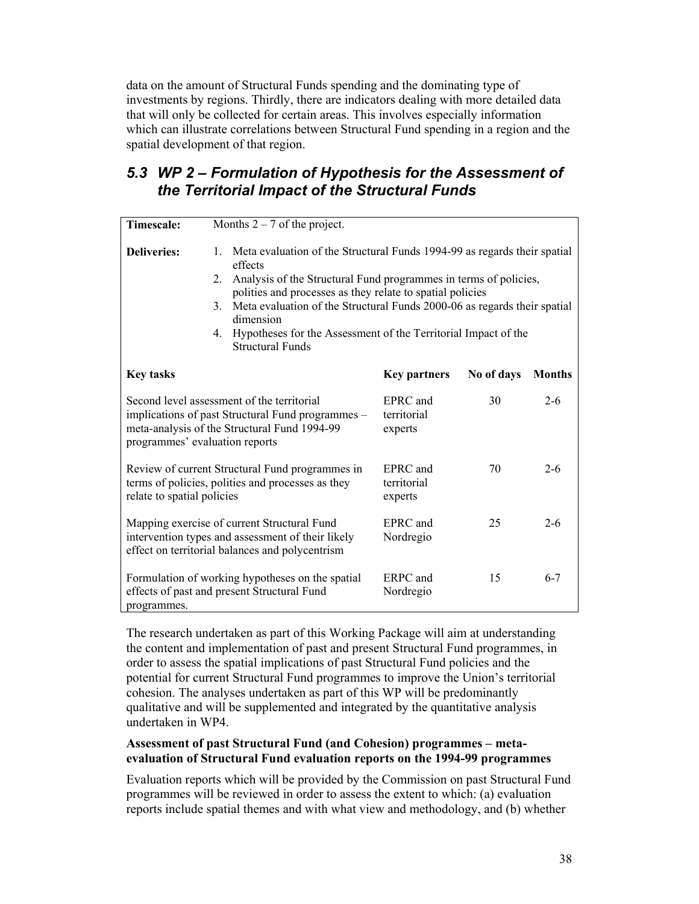data on the amount of Structural Funds spending and the dominating type of investments by regions. Thirdly, there are indicators dealing with more detailed data that will only be collected for certain areas. This involves especially information which can illustrate correlations between Structural Fund spending in a region and the spatial development of that region.

## *5.3 WP 2 – Formulation of Hypothesis for the Assessment of the Territorial Impact of the Structural Funds*

**Timescale:** Months 2 – 7 of the project.

**Deliveries:**

1. Meta evaluation of the Structural Funds 1994-99 as regards their spatial effects
2. Analysis of the Structural Fund programmes in terms of policies, polities and processes as they relate to spatial policies
3. Meta evaluation of the Structural Funds 2000-06 as regards their spatial dimension
4. Hypotheses for the Assessment of the Territorial Impact of the Structural Funds

| Key tasks | Key partners | No of days | Months |
|---|---|---|---|
| Second level assessment of the territorial implications of past Structural Fund programmes – meta-analysis of the Structural Fund 1994-99 programmes' evaluation reports | EPRC and territorial experts | 30 | 2-6 |
| Review of current Structural Fund programmes in terms of policies, polities and processes as they relate to spatial policies | EPRC and territorial experts | 70 | 2-6 |
| Mapping exercise of current Structural Fund intervention types and assessment of their likely effect on territorial balances and polycentrism | EPRC and Nordregio | 25 | 2-6 |
| Formulation of working hypotheses on the spatial effects of past and present Structural Fund programmes. | ERPC and Nordregio | 15 | 6-7 |

The research undertaken as part of this Working Package will aim at understanding the content and implementation of past and present Structural Fund programmes, in order to assess the spatial implications of past Structural Fund policies and the potential for current Structural Fund programmes to improve the Union's territorial cohesion. The analyses undertaken as part of this WP will be predominantly qualitative and will be supplemented and integrated by the quantitative analysis undertaken in WP4.

**Assessment of past Structural Fund (and Cohesion) programmes – meta-evaluation of Structural Fund evaluation reports on the 1994-99 programmes**

Evaluation reports which will be provided by the Commission on past Structural Fund programmes will be reviewed in order to assess the extent to which: (a) evaluation reports include spatial themes and with what view and methodology, and (b) whether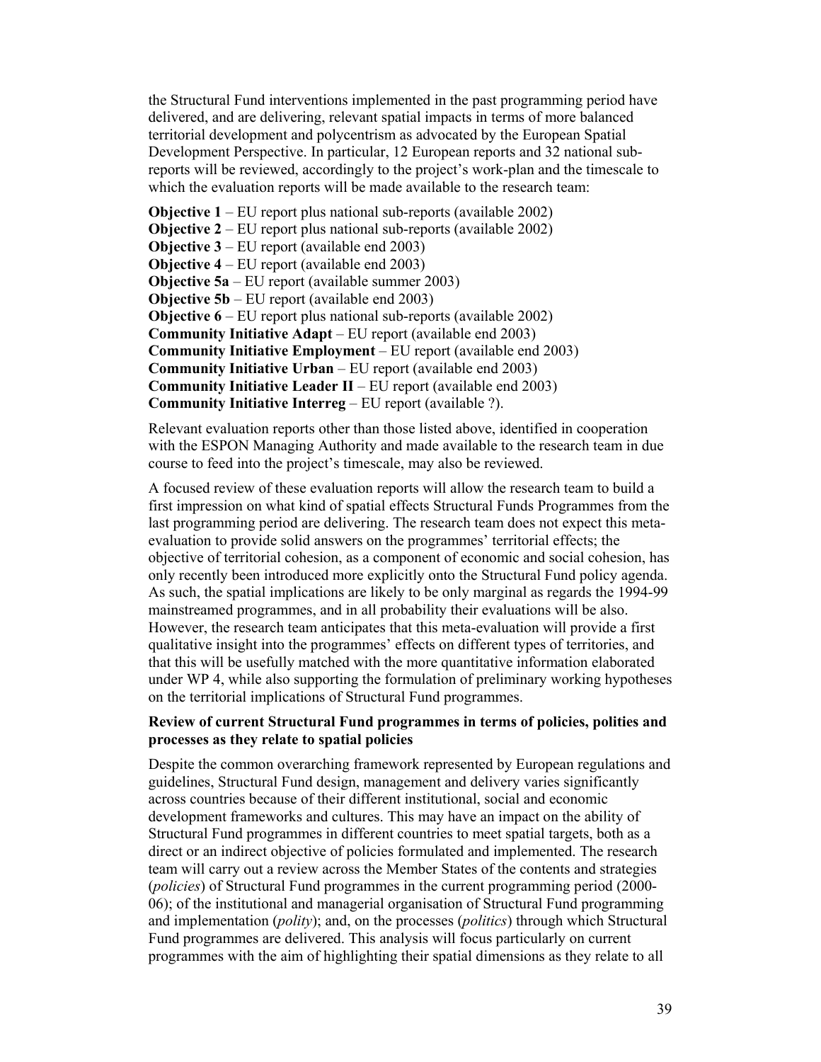the Structural Fund interventions implemented in the past programming period have delivered, and are delivering, relevant spatial impacts in terms of more balanced territorial development and polycentrism as advocated by the European Spatial Development Perspective. In particular, 12 European reports and 32 national sub-reports will be reviewed, accordingly to the project's work-plan and the timescale to which the evaluation reports will be made available to the research team:

**Objective 1** – EU report plus national sub-reports (available 2002)
**Objective 2** – EU report plus national sub-reports (available 2002)
**Objective 3** – EU report (available end 2003)
**Objective 4** – EU report (available end 2003)
**Objective 5a** – EU report (available summer 2003)
**Objective 5b** – EU report (available end 2003)
**Objective 6** – EU report plus national sub-reports (available 2002)
**Community Initiative Adapt** – EU report (available end 2003)
**Community Initiative Employment** – EU report (available end 2003)
**Community Initiative Urban** – EU report (available end 2003)
**Community Initiative Leader II** – EU report (available end 2003)
**Community Initiative Interreg** – EU report (available ?).

Relevant evaluation reports other than those listed above, identified in cooperation with the ESPON Managing Authority and made available to the research team in due course to feed into the project's timescale, may also be reviewed.

A focused review of these evaluation reports will allow the research team to build a first impression on what kind of spatial effects Structural Funds Programmes from the last programming period are delivering. The research team does not expect this meta-evaluation to provide solid answers on the programmes' territorial effects; the objective of territorial cohesion, as a component of economic and social cohesion, has only recently been introduced more explicitly onto the Structural Fund policy agenda. As such, the spatial implications are likely to be only marginal as regards the 1994-99 mainstreamed programmes, and in all probability their evaluations will be also. However, the research team anticipates that this meta-evaluation will provide a first qualitative insight into the programmes' effects on different types of territories, and that this will be usefully matched with the more quantitative information elaborated under WP 4, while also supporting the formulation of preliminary working hypotheses on the territorial implications of Structural Fund programmes.

**Review of current Structural Fund programmes in terms of policies, polities and processes as they relate to spatial policies**

Despite the common overarching framework represented by European regulations and guidelines, Structural Fund design, management and delivery varies significantly across countries because of their different institutional, social and economic development frameworks and cultures. This may have an impact on the ability of Structural Fund programmes in different countries to meet spatial targets, both as a direct or an indirect objective of policies formulated and implemented. The research team will carry out a review across the Member States of the contents and strategies (*policies*) of Structural Fund programmes in the current programming period (2000-06); of the institutional and managerial organisation of Structural Fund programming and implementation (*polity*); and, on the processes (*politics*) through which Structural Fund programmes are delivered. This analysis will focus particularly on current programmes with the aim of highlighting their spatial dimensions as they relate to all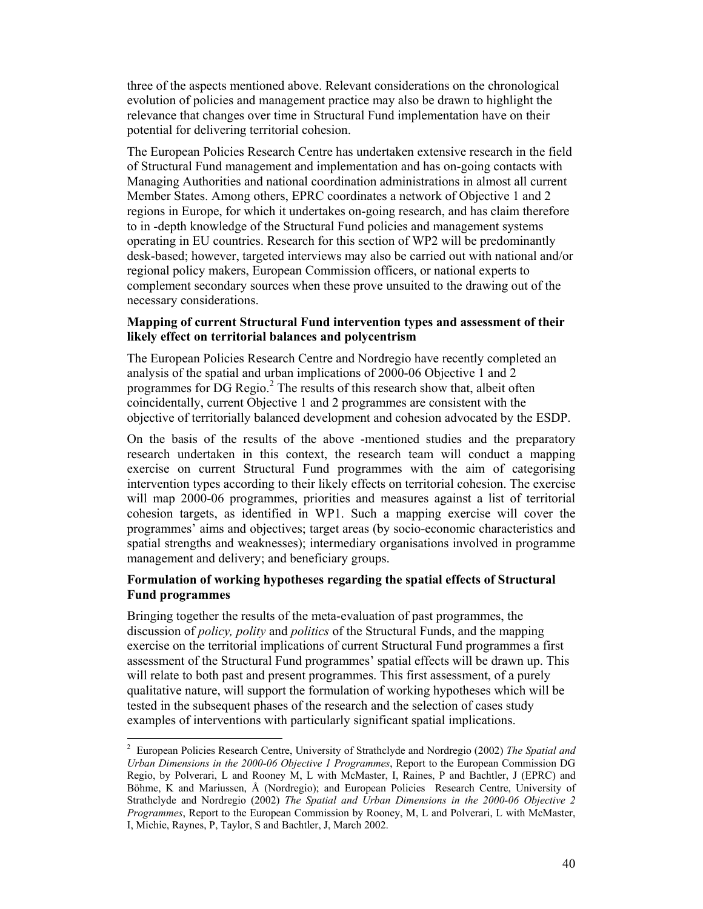three of the aspects mentioned above. Relevant considerations on the chronological evolution of policies and management practice may also be drawn to highlight the relevance that changes over time in Structural Fund implementation have on their potential for delivering territorial cohesion.

The European Policies Research Centre has undertaken extensive research in the field of Structural Fund management and implementation and has on-going contacts with Managing Authorities and national coordination administrations in almost all current Member States. Among others, EPRC coordinates a network of Objective 1 and 2 regions in Europe, for which it undertakes on-going research, and has claim therefore to in -depth knowledge of the Structural Fund policies and management systems operating in EU countries. Research for this section of WP2 will be predominantly desk-based; however, targeted interviews may also be carried out with national and/or regional policy makers, European Commission officers, or national experts to complement secondary sources when these prove unsuited to the drawing out of the necessary considerations.

**Mapping of current Structural Fund intervention types and assessment of their likely effect on territorial balances and polycentrism**

The European Policies Research Centre and Nordregio have recently completed an analysis of the spatial and urban implications of 2000-06 Objective 1 and 2 programmes for DG Regio.[2] The results of this research show that, albeit often coincidentally, current Objective 1 and 2 programmes are consistent with the objective of territorially balanced development and cohesion advocated by the ESDP.

On the basis of the results of the above -mentioned studies and the preparatory research undertaken in this context, the research team will conduct a mapping exercise on current Structural Fund programmes with the aim of categorising intervention types according to their likely effects on territorial cohesion. The exercise will map 2000-06 programmes, priorities and measures against a list of territorial cohesion targets, as identified in WP1. Such a mapping exercise will cover the programmes' aims and objectives; target areas (by socio-economic characteristics and spatial strengths and weaknesses); intermediary organisations involved in programme management and delivery; and beneficiary groups.

**Formulation of working hypotheses regarding the spatial effects of Structural Fund programmes**

Bringing together the results of the meta-evaluation of past programmes, the discussion of *policy, polity* and *politics* of the Structural Funds, and the mapping exercise on the territorial implications of current Structural Fund programmes a first assessment of the Structural Fund programmes' spatial effects will be drawn up. This will relate to both past and present programmes. This first assessment, of a purely qualitative nature, will support the formulation of working hypotheses which will be tested in the subsequent phases of the research and the selection of cases study examples of interventions with particularly significant spatial implications.

---

[2] European Policies Research Centre, University of Strathclyde and Nordregio (2002) *The Spatial and Urban Dimensions in the 2000-06 Objective 1 Programmes*, Report to the European Commission DG Regio, by Polverari, L and Rooney M, L with McMaster, I, Raines, P and Bachtler, J (EPRC) and Böhme, K and Mariussen, Å (Nordregio); and European Policies Research Centre, University of Strathclyde and Nordregio (2002) *The Spatial and Urban Dimensions in the 2000-06 Objective 2 Programmes*, Report to the European Commission by Rooney, M, L and Polverari, L with McMaster, I, Michie, Raynes, P, Taylor, S and Bachtler, J, March 2002.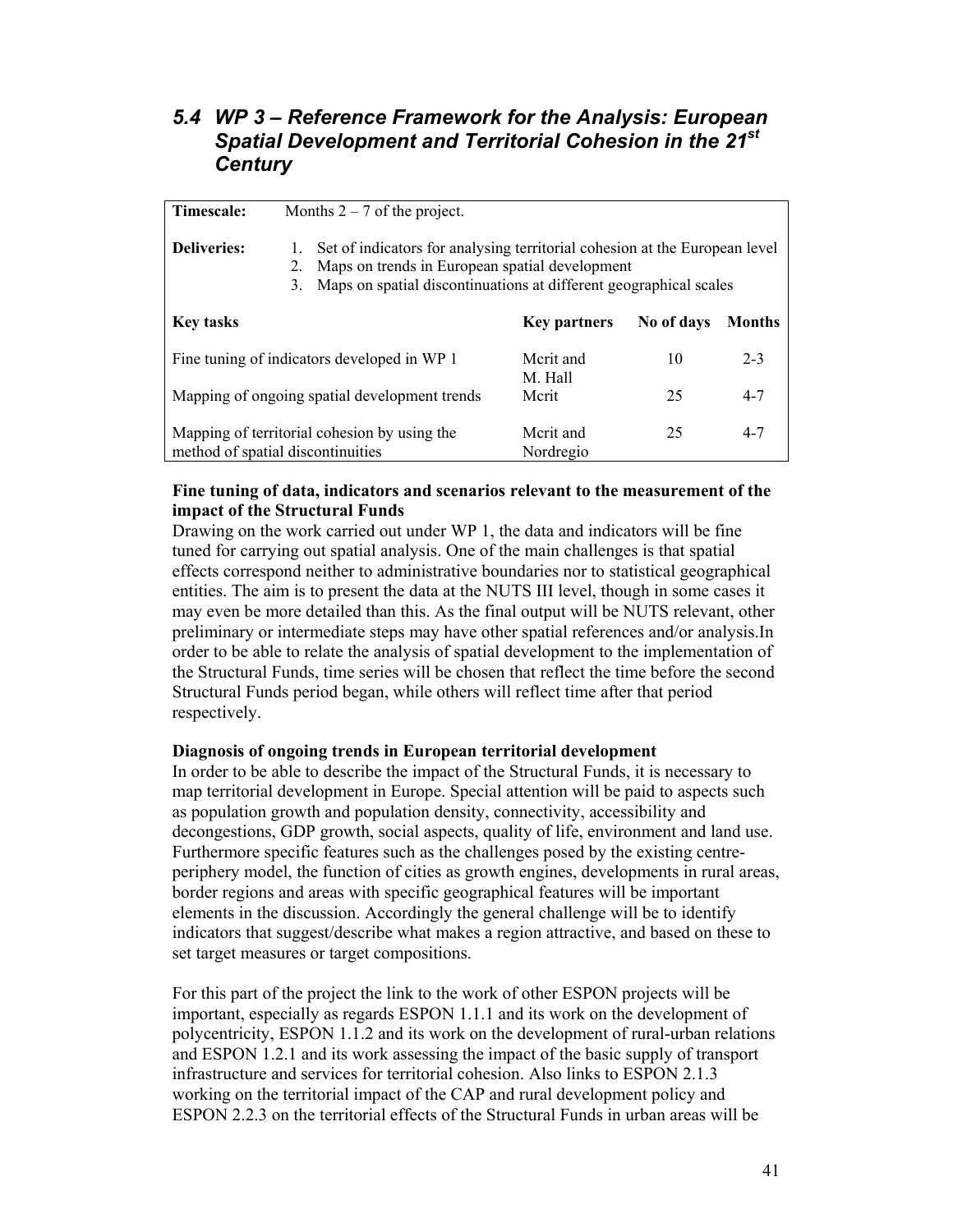## 5.4 WP 3 – Reference Framework for the Analysis: European Spatial Development and Territorial Cohesion in the 21st Century

| **Timescale:** | Months 2 – 7 of the project. | | |
|---|---|---|---|
| **Deliveries:** | 1. Set of indicators for analysing territorial cohesion at the European level<br>2. Maps on trends in European spatial development<br>3. Maps on spatial discontinuations at different geographical scales | | |
| **Key tasks** | **Key partners** | **No of days** | **Months** |
| Fine tuning of indicators developed in WP 1 | Mcrit and M. Hall | 10 | 2-3 |
| Mapping of ongoing spatial development trends | Mcrit | 25 | 4-7 |
| Mapping of territorial cohesion by using the method of spatial discontinuities | Mcrit and Nordregio | 25 | 4-7 |

**Fine tuning of data, indicators and scenarios relevant to the measurement of the impact of the Structural Funds**

Drawing on the work carried out under WP 1, the data and indicators will be fine tuned for carrying out spatial analysis. One of the main challenges is that spatial effects correspond neither to administrative boundaries nor to statistical geographical entities. The aim is to present the data at the NUTS III level, though in some cases it may even be more detailed than this. As the final output will be NUTS relevant, other preliminary or intermediate steps may have other spatial references and/or analysis.In order to be able to relate the analysis of spatial development to the implementation of the Structural Funds, time series will be chosen that reflect the time before the second Structural Funds period began, while others will reflect time after that period respectively.

**Diagnosis of ongoing trends in European territorial development**

In order to be able to describe the impact of the Structural Funds, it is necessary to map territorial development in Europe. Special attention will be paid to aspects such as population growth and population density, connectivity, accessibility and decongestions, GDP growth, social aspects, quality of life, environment and land use. Furthermore specific features such as the challenges posed by the existing centre-periphery model, the function of cities as growth engines, developments in rural areas, border regions and areas with specific geographical features will be important elements in the discussion. Accordingly the general challenge will be to identify indicators that suggest/describe what makes a region attractive, and based on these to set target measures or target compositions.

For this part of the project the link to the work of other ESPON projects will be important, especially as regards ESPON 1.1.1 and its work on the development of polycentricity, ESPON 1.1.2 and its work on the development of rural-urban relations and ESPON 1.2.1 and its work assessing the impact of the basic supply of transport infrastructure and services for territorial cohesion. Also links to ESPON 2.1.3 working on the territorial impact of the CAP and rural development policy and ESPON 2.2.3 on the territorial effects of the Structural Funds in urban areas will be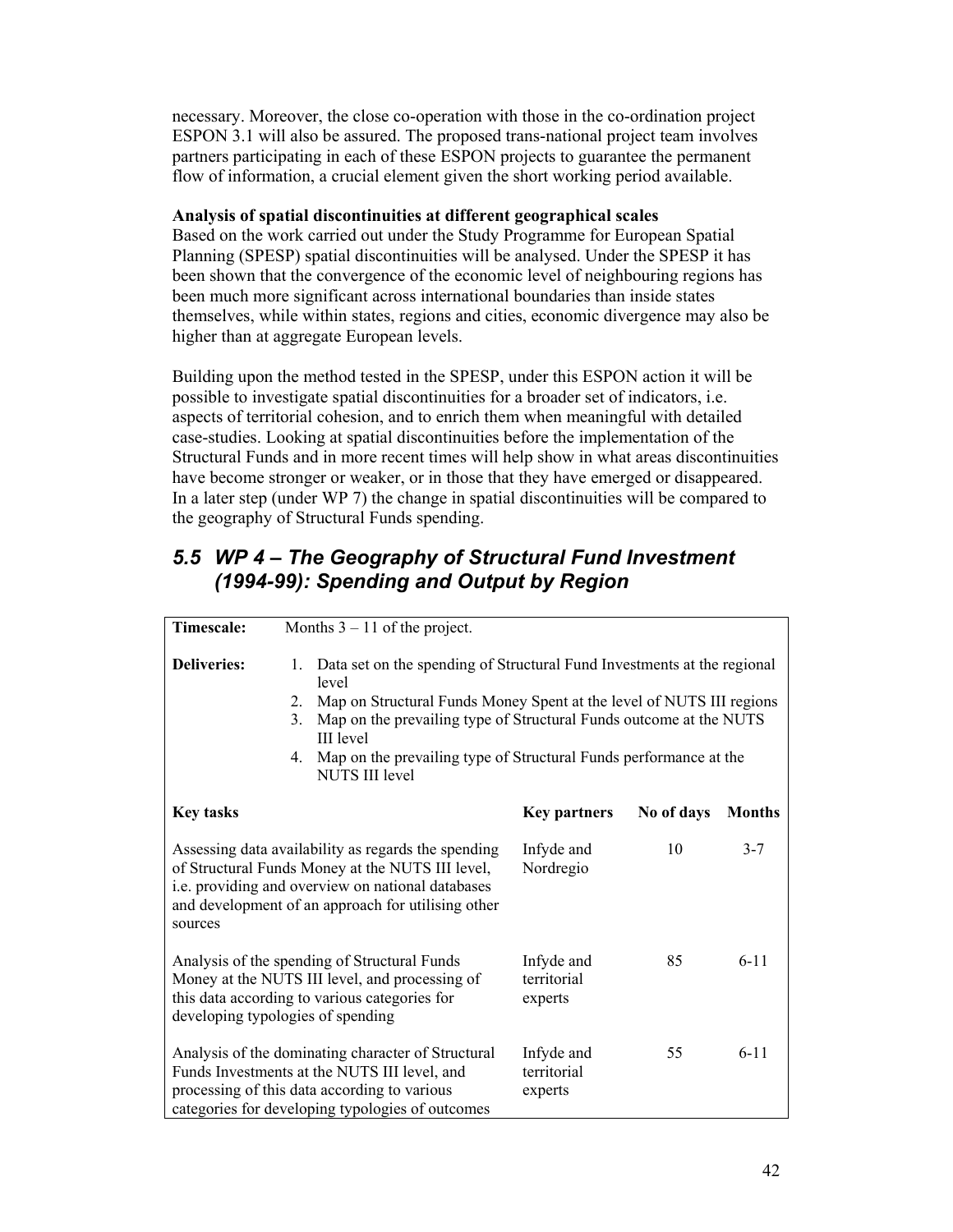necessary. Moreover, the close co-operation with those in the co-ordination project ESPON 3.1 will also be assured. The proposed trans-national project team involves partners participating in each of these ESPON projects to guarantee the permanent flow of information, a crucial element given the short working period available.

**Analysis of spatial discontinuities at different geographical scales**

Based on the work carried out under the Study Programme for European Spatial Planning (SPESP) spatial discontinuities will be analysed. Under the SPESP it has been shown that the convergence of the economic level of neighbouring regions has been much more significant across international boundaries than inside states themselves, while within states, regions and cities, economic divergence may also be higher than at aggregate European levels.

Building upon the method tested in the SPESP, under this ESPON action it will be possible to investigate spatial discontinuities for a broader set of indicators, i.e. aspects of territorial cohesion, and to enrich them when meaningful with detailed case-studies. Looking at spatial discontinuities before the implementation of the Structural Funds and in more recent times will help show in what areas discontinuities have become stronger or weaker, or in those that they have emerged or disappeared. In a later step (under WP 7) the change in spatial discontinuities will be compared to the geography of Structural Funds spending.

## *5.5 WP 4 – The Geography of Structural Fund Investment (1994-99): Spending and Output by Region*

**Timescale:** Months 3 – 11 of the project.

**Deliveries:**

1. Data set on the spending of Structural Fund Investments at the regional level
2. Map on Structural Funds Money Spent at the level of NUTS III regions
3. Map on the prevailing type of Structural Funds outcome at the NUTS III level
4. Map on the prevailing type of Structural Funds performance at the NUTS III level

| Key tasks | Key partners | No of days | Months |
|---|---|---|---|
| Assessing data availability as regards the spending of Structural Funds Money at the NUTS III level, i.e. providing and overview on national databases and development of an approach for utilising other sources | Infyde and Nordregio | 10 | 3-7 |
| Analysis of the spending of Structural Funds Money at the NUTS III level, and processing of this data according to various categories for developing typologies of spending | Infyde and territorial experts | 85 | 6-11 |
| Analysis of the dominating character of Structural Funds Investments at the NUTS III level, and processing of this data according to various categories for developing typologies of outcomes | Infyde and territorial experts | 55 | 6-11 |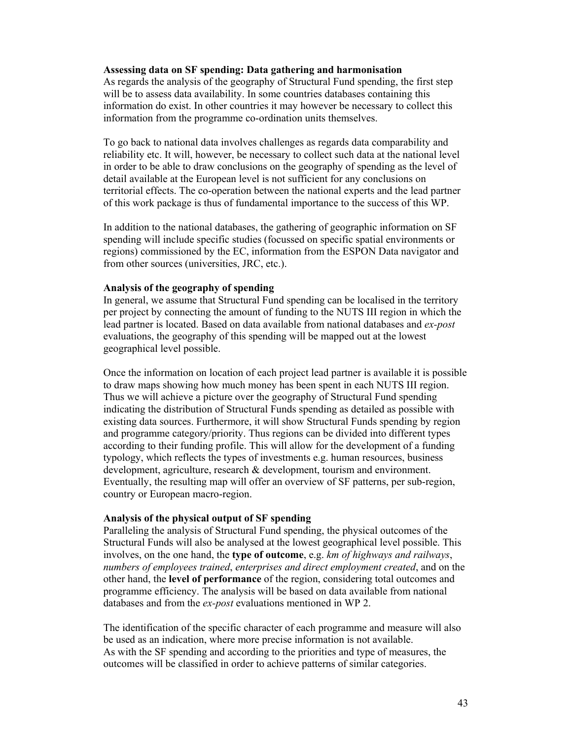**Assessing data on SF spending: Data gathering and harmonisation**
As regards the analysis of the geography of Structural Fund spending, the first step will be to assess data availability. In some countries databases containing this information do exist. In other countries it may however be necessary to collect this information from the programme co-ordination units themselves.

To go back to national data involves challenges as regards data comparability and reliability etc. It will, however, be necessary to collect such data at the national level in order to be able to draw conclusions on the geography of spending as the level of detail available at the European level is not sufficient for any conclusions on territorial effects. The co-operation between the national experts and the lead partner of this work package is thus of fundamental importance to the success of this WP.

In addition to the national databases, the gathering of geographic information on SF spending will include specific studies (focussed on specific spatial environments or regions) commissioned by the EC, information from the ESPON Data navigator and from other sources (universities, JRC, etc.).

**Analysis of the geography of spending**
In general, we assume that Structural Fund spending can be localised in the territory per project by connecting the amount of funding to the NUTS III region in which the lead partner is located. Based on data available from national databases and *ex-post* evaluations, the geography of this spending will be mapped out at the lowest geographical level possible.

Once the information on location of each project lead partner is available it is possible to draw maps showing how much money has been spent in each NUTS III region. Thus we will achieve a picture over the geography of Structural Fund spending indicating the distribution of Structural Funds spending as detailed as possible with existing data sources. Furthermore, it will show Structural Funds spending by region and programme category/priority. Thus regions can be divided into different types according to their funding profile. This will allow for the development of a funding typology, which reflects the types of investments e.g. human resources, business development, agriculture, research & development, tourism and environment. Eventually, the resulting map will offer an overview of SF patterns, per sub-region, country or European macro-region.

**Analysis of the physical output of SF spending**
Paralleling the analysis of Structural Fund spending, the physical outcomes of the Structural Funds will also be analysed at the lowest geographical level possible. This involves, on the one hand, the **type of outcome**, e.g. *km of highways and railways*, *numbers of employees trained*, *enterprises and direct employment created*, and on the other hand, the **level of performance** of the region, considering total outcomes and programme efficiency. The analysis will be based on data available from national databases and from the *ex-post* evaluations mentioned in WP 2.

The identification of the specific character of each programme and measure will also be used as an indication, where more precise information is not available.
As with the SF spending and according to the priorities and type of measures, the outcomes will be classified in order to achieve patterns of similar categories.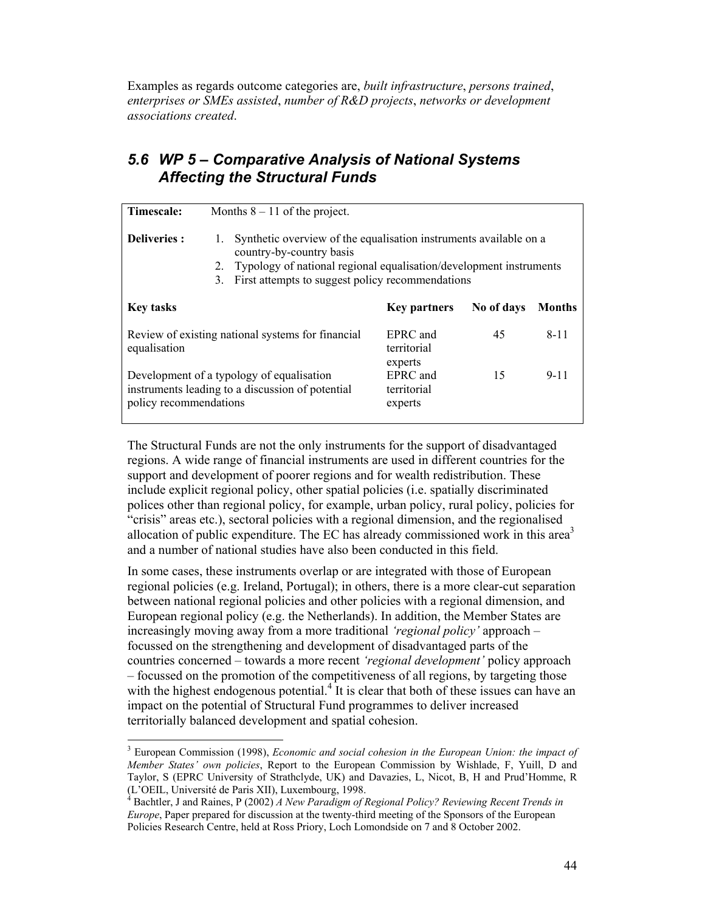Examples as regards outcome categories are, *built infrastructure*, *persons trained*, *enterprises or SMEs assisted*, *number of R&D projects*, *networks or development associations created*.

## *5.6 WP 5 – Comparative Analysis of National Systems Affecting the Structural Funds*

**Timescale:** Months 8 – 11 of the project.

**Deliveries :**

1. Synthetic overview of the equalisation instruments available on a country-by-country basis
2. Typology of national regional equalisation/development instruments
3. First attempts to suggest policy recommendations

| Key tasks | Key partners | No of days | Months |
|---|---|---|---|
| Review of existing national systems for financial equalisation | EPRC and territorial experts | 45 | 8-11 |
| Development of a typology of equalisation instruments leading to a discussion of potential policy recommendations | EPRC and territorial experts | 15 | 9-11 |

The Structural Funds are not the only instruments for the support of disadvantaged regions. A wide range of financial instruments are used in different countries for the support and development of poorer regions and for wealth redistribution. These include explicit regional policy, other spatial policies (i.e. spatially discriminated polices other than regional policy, for example, urban policy, rural policy, policies for "crisis" areas etc.), sectoral policies with a regional dimension, and the regionalised allocation of public expenditure. The EC has already commissioned work in this area[3] and a number of national studies have also been conducted in this field.

In some cases, these instruments overlap or are integrated with those of European regional policies (e.g. Ireland, Portugal); in others, there is a more clear-cut separation between national regional policies and other policies with a regional dimension, and European regional policy (e.g. the Netherlands). In addition, the Member States are increasingly moving away from a more traditional *'regional policy'* approach – focussed on the strengthening and development of disadvantaged parts of the countries concerned – towards a more recent *'regional development'* policy approach – focussed on the promotion of the competitiveness of all regions, by targeting those with the highest endogenous potential.[4] It is clear that both of these issues can have an impact on the potential of Structural Fund programmes to deliver increased territorially balanced development and spatial cohesion.

[3] European Commission (1998), *Economic and social cohesion in the European Union: the impact of Member States' own policies*, Report to the European Commission by Wishlade, F, Yuill, D and Taylor, S (EPRC University of Strathclyde, UK) and Davazies, L, Nicot, B, H and Prud'Homme, R (L'OEIL, Université de Paris XII), Luxembourg, 1998.

[4] Bachtler, J and Raines, P (2002) *A New Paradigm of Regional Policy? Reviewing Recent Trends in Europe*, Paper prepared for discussion at the twenty-third meeting of the Sponsors of the European Policies Research Centre, held at Ross Priory, Loch Lomondside on 7 and 8 October 2002.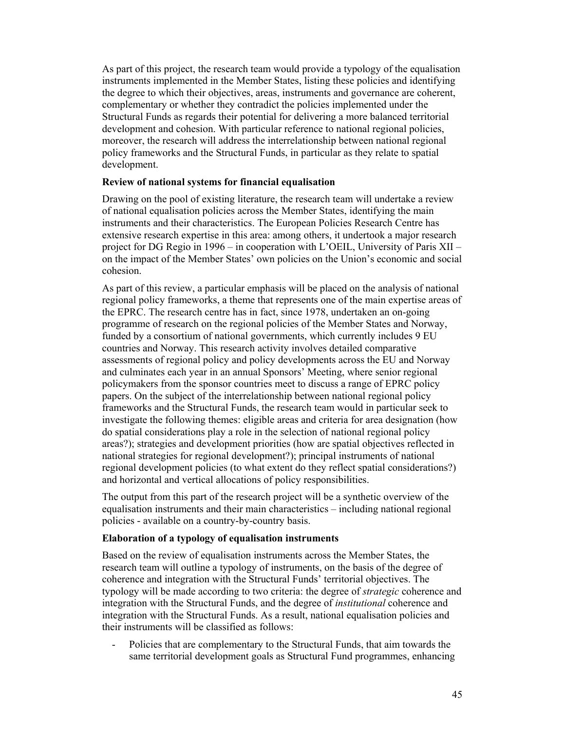As part of this project, the research team would provide a typology of the equalisation instruments implemented in the Member States, listing these policies and identifying the degree to which their objectives, areas, instruments and governance are coherent, complementary or whether they contradict the policies implemented under the Structural Funds as regards their potential for delivering a more balanced territorial development and cohesion. With particular reference to national regional policies, moreover, the research will address the interrelationship between national regional policy frameworks and the Structural Funds, in particular as they relate to spatial development.

**Review of national systems for financial equalisation**

Drawing on the pool of existing literature, the research team will undertake a review of national equalisation policies across the Member States, identifying the main instruments and their characteristics. The European Policies Research Centre has extensive research expertise in this area: among others, it undertook a major research project for DG Regio in 1996 – in cooperation with L'OEIL, University of Paris XII – on the impact of the Member States' own policies on the Union's economic and social cohesion.

As part of this review, a particular emphasis will be placed on the analysis of national regional policy frameworks, a theme that represents one of the main expertise areas of the EPRC. The research centre has in fact, since 1978, undertaken an on-going programme of research on the regional policies of the Member States and Norway, funded by a consortium of national governments, which currently includes 9 EU countries and Norway. This research activity involves detailed comparative assessments of regional policy and policy developments across the EU and Norway and culminates each year in an annual Sponsors' Meeting, where senior regional policymakers from the sponsor countries meet to discuss a range of EPRC policy papers. On the subject of the interrelationship between national regional policy frameworks and the Structural Funds, the research team would in particular seek to investigate the following themes: eligible areas and criteria for area designation (how do spatial considerations play a role in the selection of national regional policy areas?); strategies and development priorities (how are spatial objectives reflected in national strategies for regional development?); principal instruments of national regional development policies (to what extent do they reflect spatial considerations?) and horizontal and vertical allocations of policy responsibilities.

The output from this part of the research project will be a synthetic overview of the equalisation instruments and their main characteristics – including national regional policies - available on a country-by-country basis.

**Elaboration of a typology of equalisation instruments**

Based on the review of equalisation instruments across the Member States, the research team will outline a typology of instruments, on the basis of the degree of coherence and integration with the Structural Funds' territorial objectives. The typology will be made according to two criteria: the degree of *strategic* coherence and integration with the Structural Funds, and the degree of *institutional* coherence and integration with the Structural Funds. As a result, national equalisation policies and their instruments will be classified as follows:

- Policies that are complementary to the Structural Funds, that aim towards the same territorial development goals as Structural Fund programmes, enhancing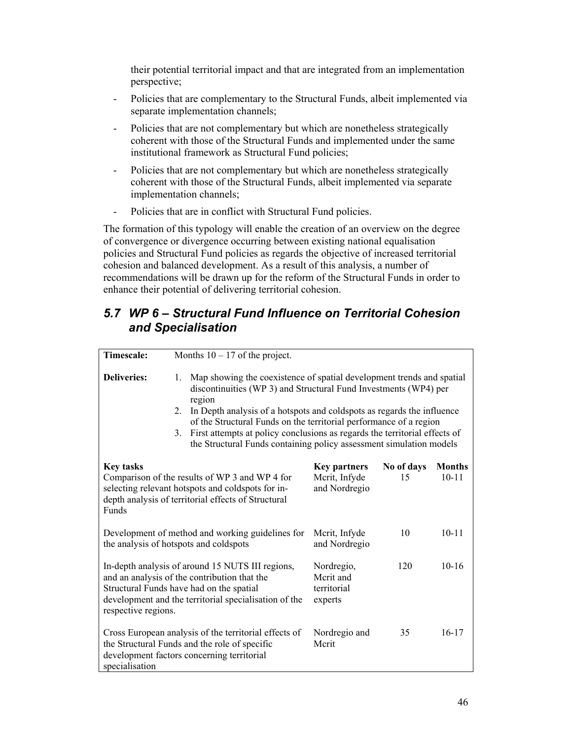their potential territorial impact and that are integrated from an implementation perspective;

- Policies that are complementary to the Structural Funds, albeit implemented via separate implementation channels;
- Policies that are not complementary but which are nonetheless strategically coherent with those of the Structural Funds and implemented under the same institutional framework as Structural Fund policies;
- Policies that are not complementary but which are nonetheless strategically coherent with those of the Structural Funds, albeit implemented via separate implementation channels;
- Policies that are in conflict with Structural Fund policies.

The formation of this typology will enable the creation of an overview on the degree of convergence or divergence occurring between existing national equalisation policies and Structural Fund policies as regards the objective of increased territorial cohesion and balanced development. As a result of this analysis, a number of recommendations will be drawn up for the reform of the Structural Funds in order to enhance their potential of delivering territorial cohesion.

## *5.7 WP 6 – Structural Fund Influence on Territorial Cohesion and Specialisation*

| **Timescale:** | Months 10 – 17 of the project. | | |
|---|---|---|---|
| **Deliveries:** | 1. Map showing the coexistence of spatial development trends and spatial discontinuities (WP 3) and Structural Fund Investments (WP4) per region<br>2. In Depth analysis of a hotspots and coldspots as regards the influence of the Structural Funds on the territorial performance of a region<br>3. First attempts at policy conclusions as regards the territorial effects of the Structural Funds containing policy assessment simulation models | | |
| **Key tasks** | **Key partners** | **No of days** | **Months** |
| Comparison of the results of WP 3 and WP 4 for selecting relevant hotspots and coldspots for in-depth analysis of territorial effects of Structural Funds | Mcrit, Infyde and Nordregio | 15 | 10-11 |
| Development of method and working guidelines for the analysis of hotspots and coldspots | Mcrit, Infyde and Nordregio | 10 | 10-11 |
| In-depth analysis of around 15 NUTS III regions, and an analysis of the contribution that the Structural Funds have had on the spatial development and the territorial specialisation of the respective regions. | Nordregio, Mcrit and territorial experts | 120 | 10-16 |
| Cross European analysis of the territorial effects of the Structural Funds and the role of specific development factors concerning territorial specialisation | Nordregio and Mcrit | 35 | 16-17 |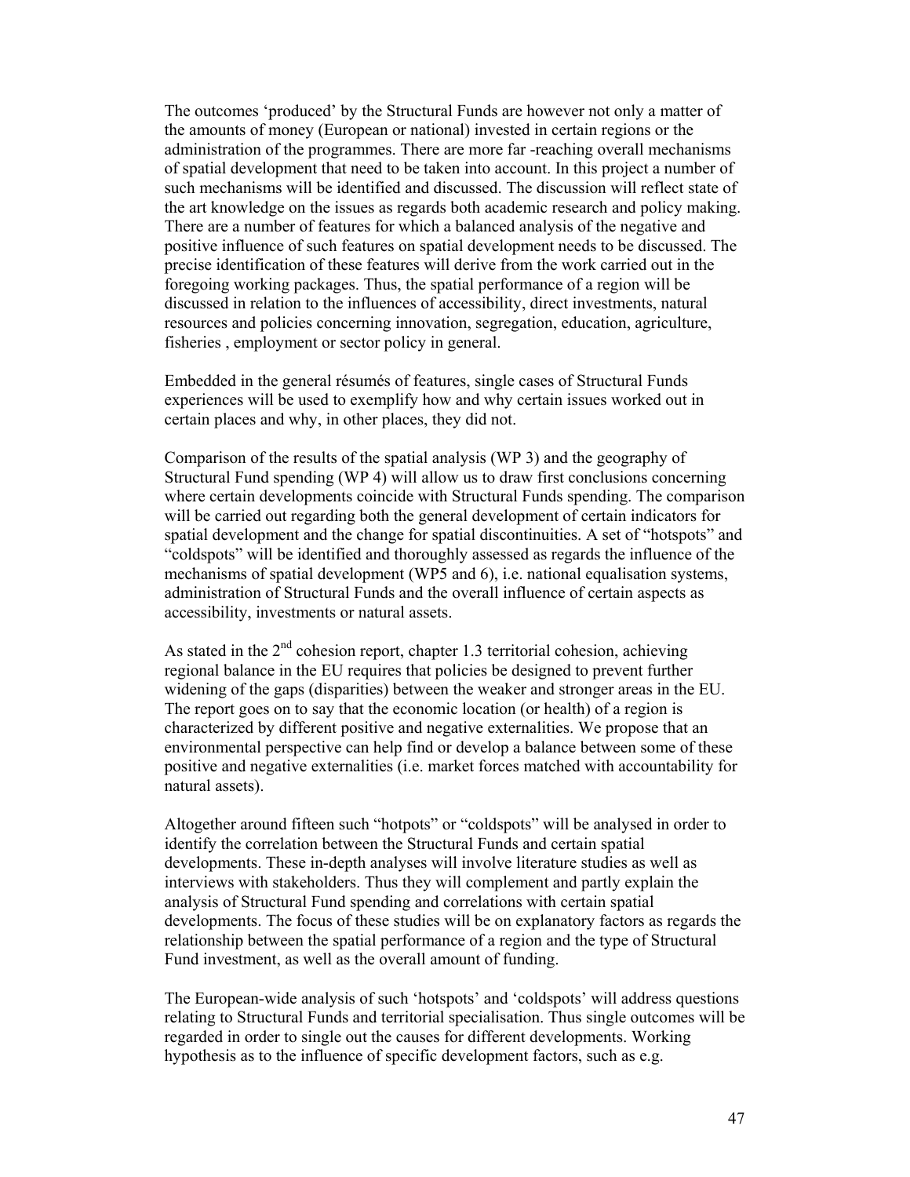The outcomes 'produced' by the Structural Funds are however not only a matter of the amounts of money (European or national) invested in certain regions or the administration of the programmes. There are more far -reaching overall mechanisms of spatial development that need to be taken into account. In this project a number of such mechanisms will be identified and discussed. The discussion will reflect state of the art knowledge on the issues as regards both academic research and policy making. There are a number of features for which a balanced analysis of the negative and positive influence of such features on spatial development needs to be discussed. The precise identification of these features will derive from the work carried out in the foregoing working packages. Thus, the spatial performance of a region will be discussed in relation to the influences of accessibility, direct investments, natural resources and policies concerning innovation, segregation, education, agriculture, fisheries , employment or sector policy in general.

Embedded in the general résumés of features, single cases of Structural Funds experiences will be used to exemplify how and why certain issues worked out in certain places and why, in other places, they did not.

Comparison of the results of the spatial analysis (WP 3) and the geography of Structural Fund spending (WP 4) will allow us to draw first conclusions concerning where certain developments coincide with Structural Funds spending. The comparison will be carried out regarding both the general development of certain indicators for spatial development and the change for spatial discontinuities. A set of "hotspots" and "coldspots" will be identified and thoroughly assessed as regards the influence of the mechanisms of spatial development (WP5 and 6), i.e. national equalisation systems, administration of Structural Funds and the overall influence of certain aspects as accessibility, investments or natural assets.

As stated in the 2nd cohesion report, chapter 1.3 territorial cohesion, achieving regional balance in the EU requires that policies be designed to prevent further widening of the gaps (disparities) between the weaker and stronger areas in the EU. The report goes on to say that the economic location (or health) of a region is characterized by different positive and negative externalities. We propose that an environmental perspective can help find or develop a balance between some of these positive and negative externalities (i.e. market forces matched with accountability for natural assets).

Altogether around fifteen such "hotpots" or "coldspots" will be analysed in order to identify the correlation between the Structural Funds and certain spatial developments. These in-depth analyses will involve literature studies as well as interviews with stakeholders. Thus they will complement and partly explain the analysis of Structural Fund spending and correlations with certain spatial developments. The focus of these studies will be on explanatory factors as regards the relationship between the spatial performance of a region and the type of Structural Fund investment, as well as the overall amount of funding.

The European-wide analysis of such 'hotspots' and 'coldspots' will address questions relating to Structural Funds and territorial specialisation. Thus single outcomes will be regarded in order to single out the causes for different developments. Working hypothesis as to the influence of specific development factors, such as e.g.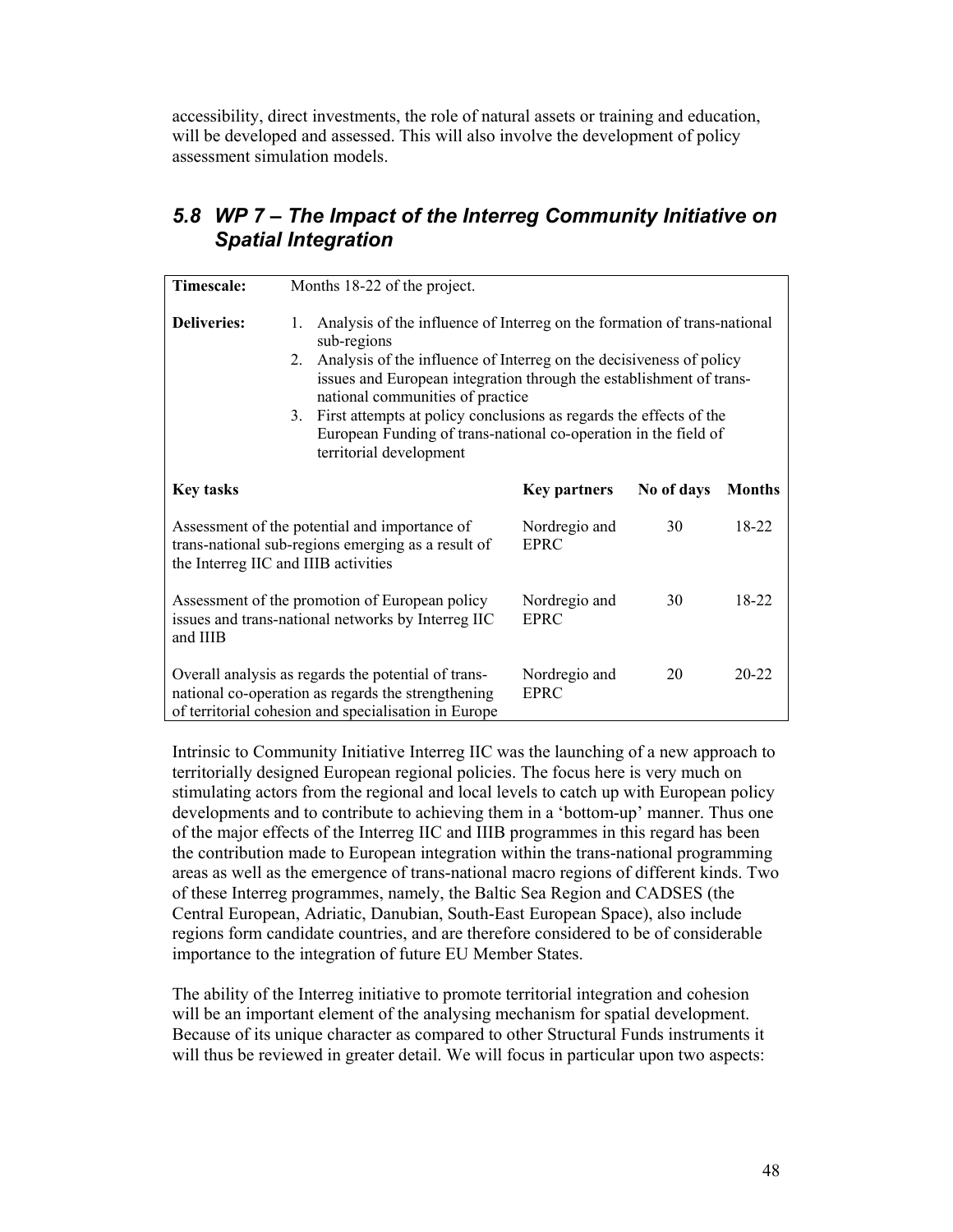accessibility, direct investments, the role of natural assets or training and education, will be developed and assessed. This will also involve the development of policy assessment simulation models.

## *5.8 WP 7 – The Impact of the Interreg Community Initiative on Spatial Integration*

| **Timescale:** | Months 18-22 of the project. | | |
|---|---|---|---|
| **Deliveries:** | 1. Analysis of the influence of Interreg on the formation of trans-national sub-regions<br>2. Analysis of the influence of Interreg on the decisiveness of policy issues and European integration through the establishment of trans-national communities of practice<br>3. First attempts at policy conclusions as regards the effects of the European Funding of trans-national co-operation in the field of territorial development | | |
| **Key tasks** | **Key partners** | **No of days** | **Months** |
| Assessment of the potential and importance of trans-national sub-regions emerging as a result of the Interreg IIC and IIIB activities | Nordregio and EPRC | 30 | 18-22 |
| Assessment of the promotion of European policy issues and trans-national networks by Interreg IIC and IIIB | Nordregio and EPRC | 30 | 18-22 |
| Overall analysis as regards the potential of trans-national co-operation as regards the strengthening of territorial cohesion and specialisation in Europe | Nordregio and EPRC | 20 | 20-22 |

Intrinsic to Community Initiative Interreg IIC was the launching of a new approach to territorially designed European regional policies. The focus here is very much on stimulating actors from the regional and local levels to catch up with European policy developments and to contribute to achieving them in a 'bottom-up' manner. Thus one of the major effects of the Interreg IIC and IIIB programmes in this regard has been the contribution made to European integration within the trans-national programming areas as well as the emergence of trans-national macro regions of different kinds. Two of these Interreg programmes, namely, the Baltic Sea Region and CADSES (the Central European, Adriatic, Danubian, South-East European Space), also include regions form candidate countries, and are therefore considered to be of considerable importance to the integration of future EU Member States.

The ability of the Interreg initiative to promote territorial integration and cohesion will be an important element of the analysing mechanism for spatial development. Because of its unique character as compared to other Structural Funds instruments it will thus be reviewed in greater detail. We will focus in particular upon two aspects: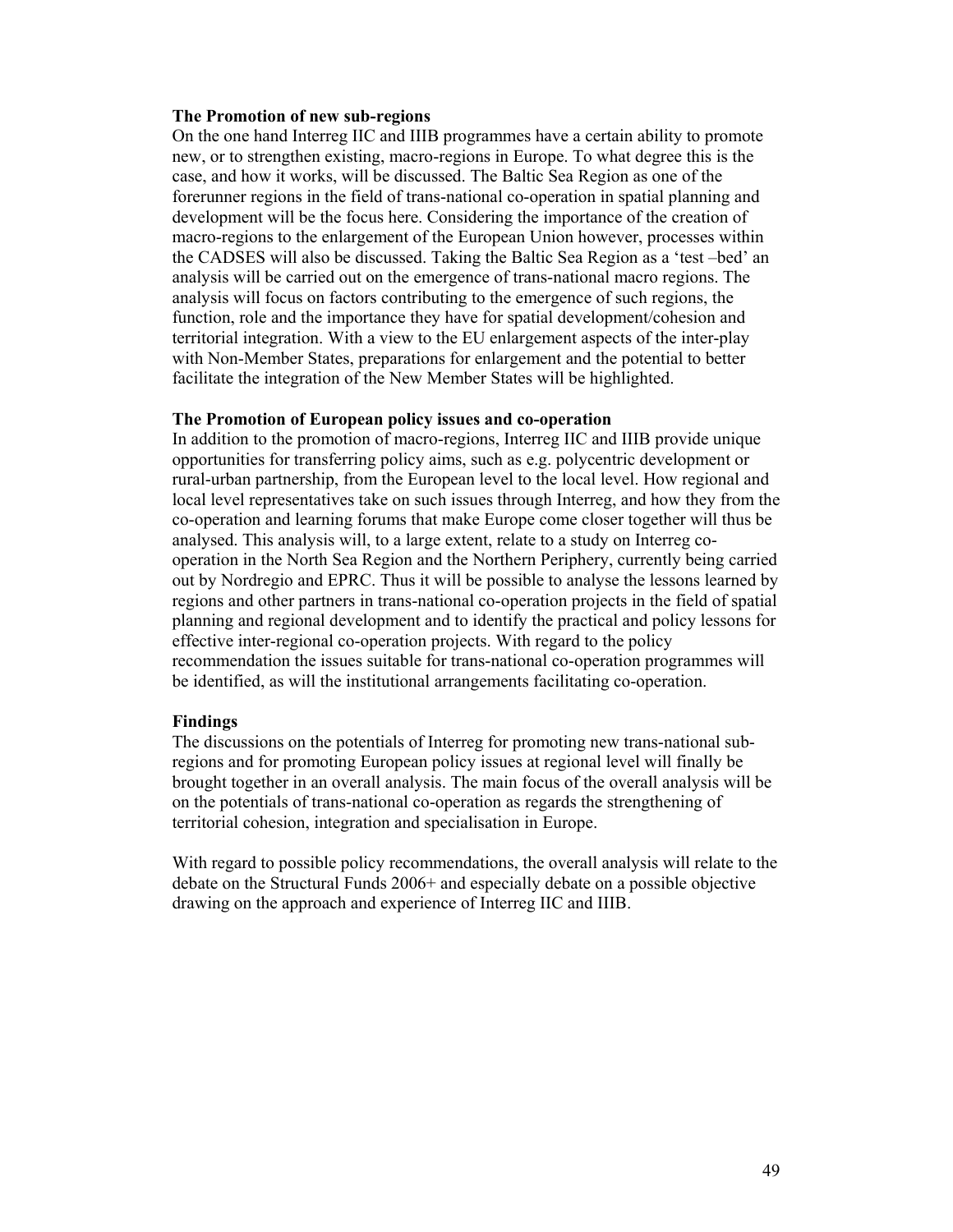**The Promotion of new sub-regions**

On the one hand Interreg IIC and IIIB programmes have a certain ability to promote new, or to strengthen existing, macro-regions in Europe. To what degree this is the case, and how it works, will be discussed. The Baltic Sea Region as one of the forerunner regions in the field of trans-national co-operation in spatial planning and development will be the focus here. Considering the importance of the creation of macro-regions to the enlargement of the European Union however, processes within the CADSES will also be discussed. Taking the Baltic Sea Region as a 'test –bed' an analysis will be carried out on the emergence of trans-national macro regions. The analysis will focus on factors contributing to the emergence of such regions, the function, role and the importance they have for spatial development/cohesion and territorial integration. With a view to the EU enlargement aspects of the inter-play with Non-Member States, preparations for enlargement and the potential to better facilitate the integration of the New Member States will be highlighted.

**The Promotion of European policy issues and co-operation**

In addition to the promotion of macro-regions, Interreg IIC and IIIB provide unique opportunities for transferring policy aims, such as e.g. polycentric development or rural-urban partnership, from the European level to the local level. How regional and local level representatives take on such issues through Interreg, and how they from the co-operation and learning forums that make Europe come closer together will thus be analysed. This analysis will, to a large extent, relate to a study on Interreg co-operation in the North Sea Region and the Northern Periphery, currently being carried out by Nordregio and EPRC. Thus it will be possible to analyse the lessons learned by regions and other partners in trans-national co-operation projects in the field of spatial planning and regional development and to identify the practical and policy lessons for effective inter-regional co-operation projects. With regard to the policy recommendation the issues suitable for trans-national co-operation programmes will be identified, as will the institutional arrangements facilitating co-operation.

**Findings**

The discussions on the potentials of Interreg for promoting new trans-national sub-regions and for promoting European policy issues at regional level will finally be brought together in an overall analysis. The main focus of the overall analysis will be on the potentials of trans-national co-operation as regards the strengthening of territorial cohesion, integration and specialisation in Europe.

With regard to possible policy recommendations, the overall analysis will relate to the debate on the Structural Funds 2006+ and especially debate on a possible objective drawing on the approach and experience of Interreg IIC and IIIB.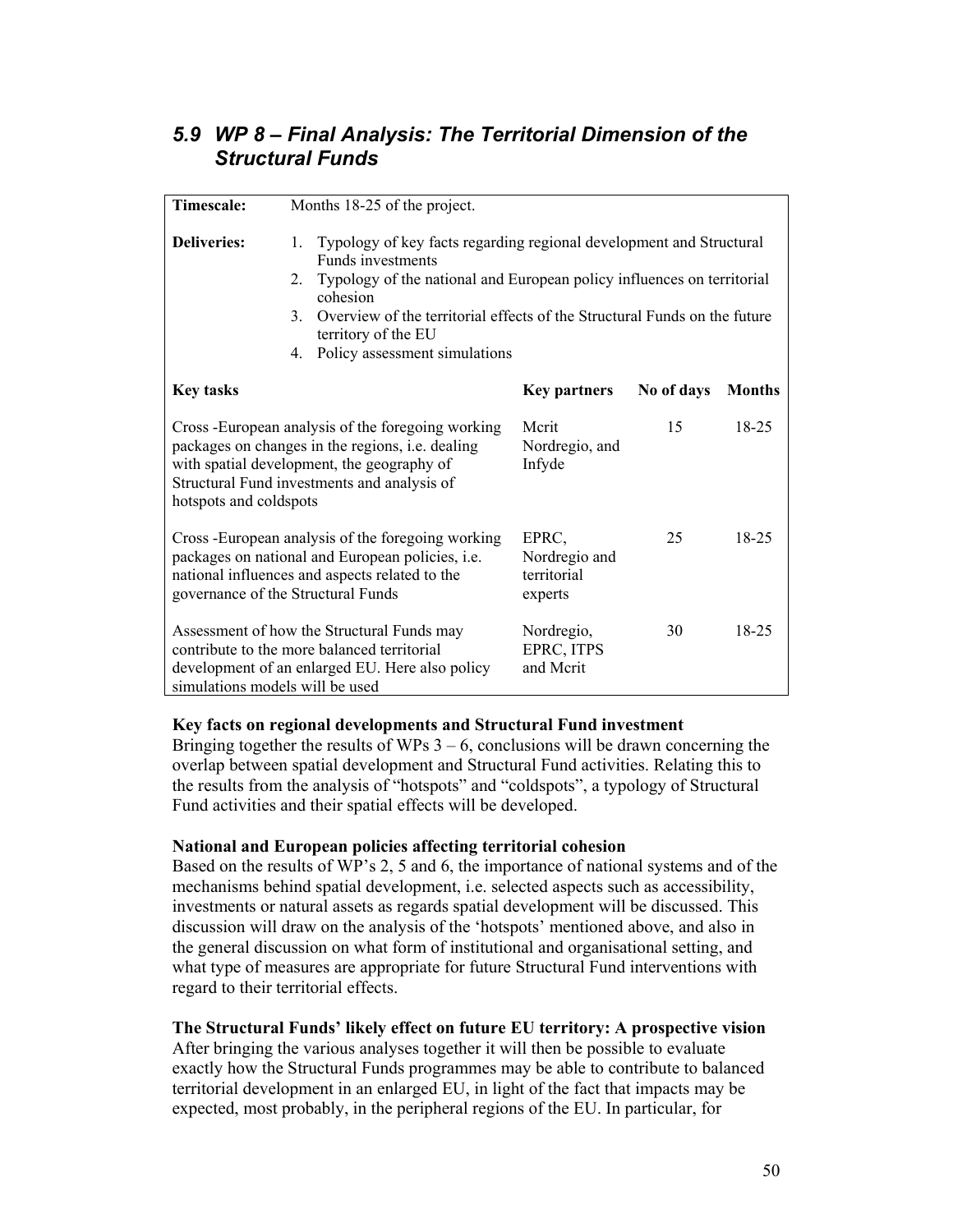## 5.9 *WP 8 – Final Analysis: The Territorial Dimension of the Structural Funds*

| **Timescale:** | Months 18-25 of the project. | | | |
|---|---|---|---|---|
| **Deliveries:** | 1. Typology of key facts regarding regional development and Structural Funds investments<br>2. Typology of the national and European policy influences on territorial cohesion<br>3. Overview of the territorial effects of the Structural Funds on the future territory of the EU<br>4. Policy assessment simulations | | | |
| **Key tasks** | | **Key partners** | **No of days** | **Months** |
| Cross -European analysis of the foregoing working packages on changes in the regions, i.e. dealing with spatial development, the geography of Structural Fund investments and analysis of hotspots and coldspots | | Mcrit Nordregio, and Infyde | 15 | 18-25 |
| Cross -European analysis of the foregoing working packages on national and European policies, i.e. national influences and aspects related to the governance of the Structural Funds | | EPRC, Nordregio and territorial experts | 25 | 18-25 |
| Assessment of how the Structural Funds may contribute to the more balanced territorial development of an enlarged EU. Here also policy simulations models will be used | | Nordregio, EPRC, ITPS and Mcrit | 30 | 18-25 |

**Key facts on regional developments and Structural Fund investment**
Bringing together the results of WPs 3 – 6, conclusions will be drawn concerning the overlap between spatial development and Structural Fund activities. Relating this to the results from the analysis of "hotspots" and "coldspots", a typology of Structural Fund activities and their spatial effects will be developed.

**National and European policies affecting territorial cohesion**
Based on the results of WP's 2, 5 and 6, the importance of national systems and of the mechanisms behind spatial development, i.e. selected aspects such as accessibility, investments or natural assets as regards spatial development will be discussed. This discussion will draw on the analysis of the 'hotspots' mentioned above, and also in the general discussion on what form of institutional and organisational setting, and what type of measures are appropriate for future Structural Fund interventions with regard to their territorial effects.

**The Structural Funds' likely effect on future EU territory: A prospective vision**
After bringing the various analyses together it will then be possible to evaluate exactly how the Structural Funds programmes may be able to contribute to balanced territorial development in an enlarged EU, in light of the fact that impacts may be expected, most probably, in the peripheral regions of the EU. In particular, for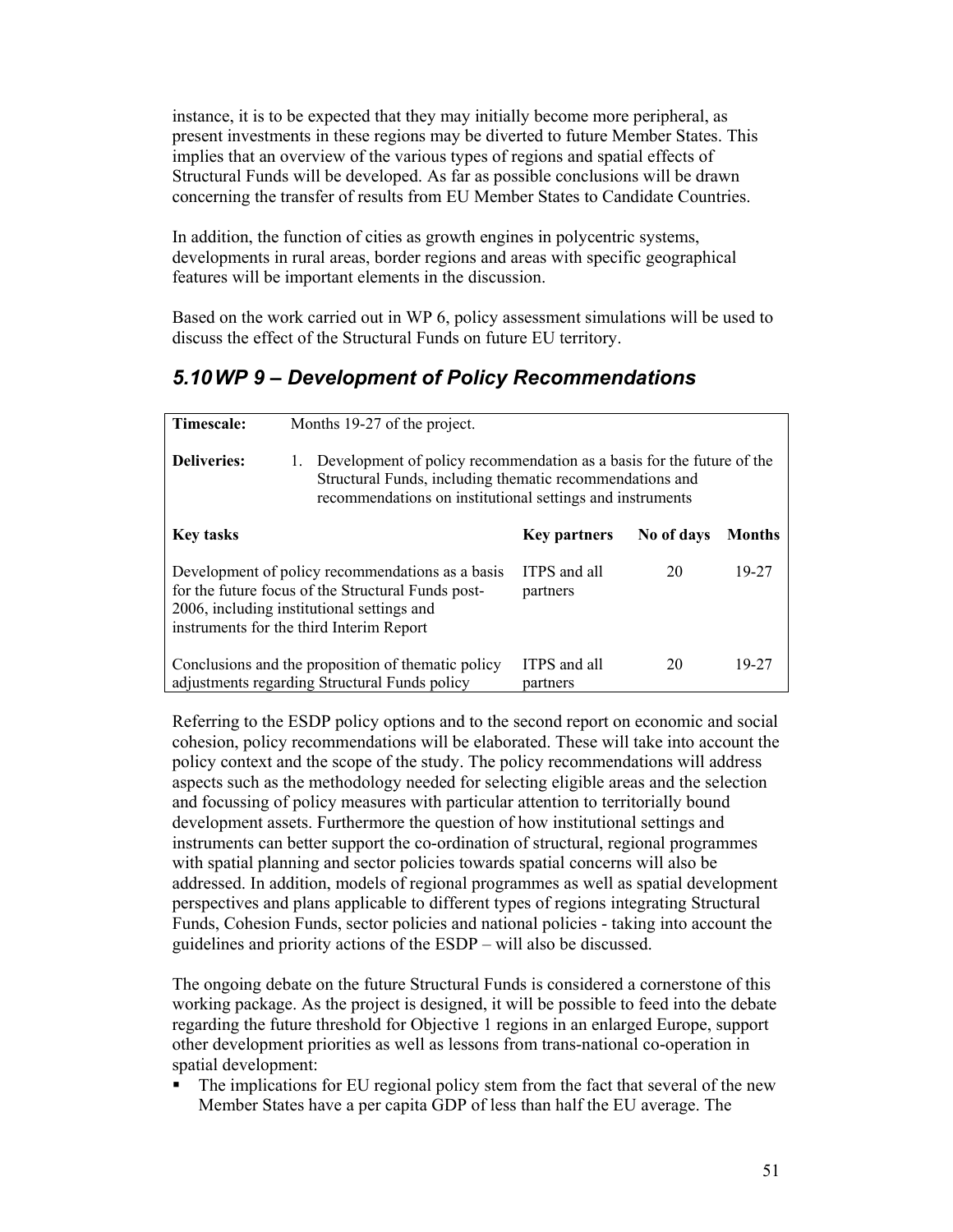instance, it is to be expected that they may initially become more peripheral, as present investments in these regions may be diverted to future Member States. This implies that an overview of the various types of regions and spatial effects of Structural Funds will be developed. As far as possible conclusions will be drawn concerning the transfer of results from EU Member States to Candidate Countries.

In addition, the function of cities as growth engines in polycentric systems, developments in rural areas, border regions and areas with specific geographical features will be important elements in the discussion.

Based on the work carried out in WP 6, policy assessment simulations will be used to discuss the effect of the Structural Funds on future EU territory.

## *5.10 WP 9 – Development of Policy Recommendations*

| **Timescale:** | Months 19-27 of the project. | | | |
|---|---|---|---|---|
| **Deliveries:** | 1. Development of policy recommendation as a basis for the future of the Structural Funds, including thematic recommendations and recommendations on institutional settings and instruments | | | |
| **Key tasks** | | **Key partners** | **No of days** | **Months** |
| Development of policy recommendations as a basis for the future focus of the Structural Funds post-2006, including institutional settings and instruments for the third Interim Report | | ITPS and all partners | 20 | 19-27 |
| Conclusions and the proposition of thematic policy adjustments regarding Structural Funds policy | | ITPS and all partners | 20 | 19-27 |

Referring to the ESDP policy options and to the second report on economic and social cohesion, policy recommendations will be elaborated. These will take into account the policy context and the scope of the study. The policy recommendations will address aspects such as the methodology needed for selecting eligible areas and the selection and focussing of policy measures with particular attention to territorially bound development assets. Furthermore the question of how institutional settings and instruments can better support the co-ordination of structural, regional programmes with spatial planning and sector policies towards spatial concerns will also be addressed. In addition, models of regional programmes as well as spatial development perspectives and plans applicable to different types of regions integrating Structural Funds, Cohesion Funds, sector policies and national policies - taking into account the guidelines and priority actions of the ESDP – will also be discussed.

The ongoing debate on the future Structural Funds is considered a cornerstone of this working package. As the project is designed, it will be possible to feed into the debate regarding the future threshold for Objective 1 regions in an enlarged Europe, support other development priorities as well as lessons from trans-national co-operation in spatial development:

- The implications for EU regional policy stem from the fact that several of the new Member States have a per capita GDP of less than half the EU average. The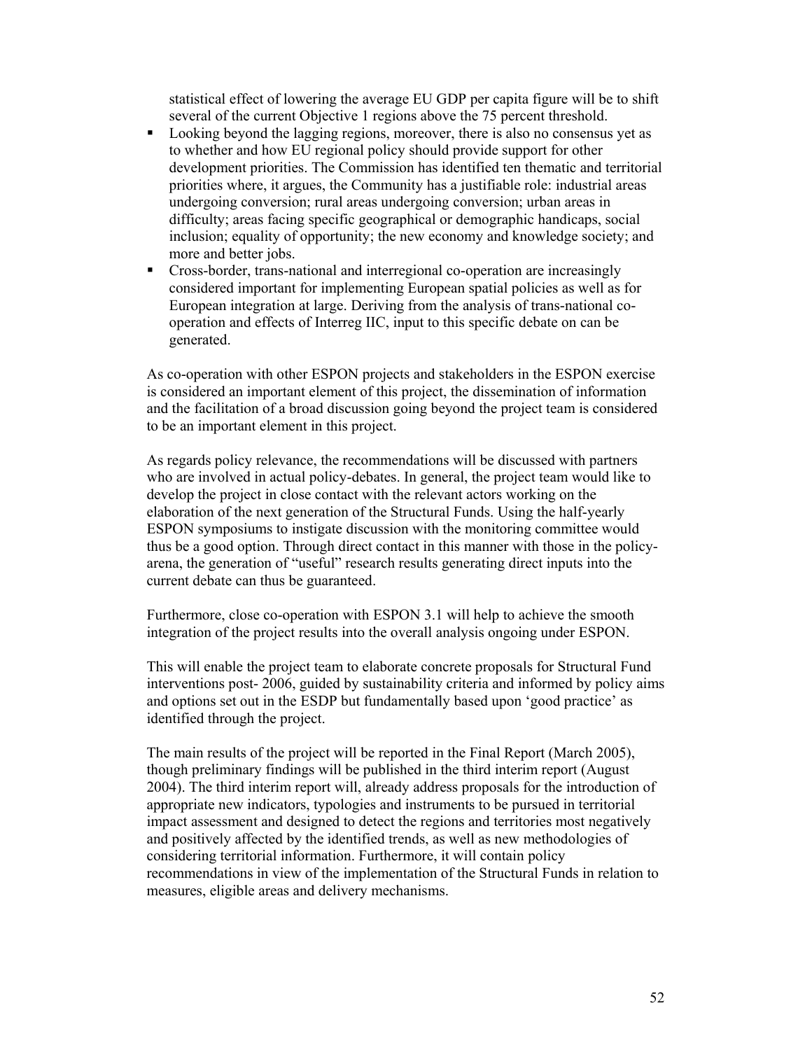statistical effect of lowering the average EU GDP per capita figure will be to shift several of the current Objective 1 regions above the 75 percent threshold.

- Looking beyond the lagging regions, moreover, there is also no consensus yet as to whether and how EU regional policy should provide support for other development priorities. The Commission has identified ten thematic and territorial priorities where, it argues, the Community has a justifiable role: industrial areas undergoing conversion; rural areas undergoing conversion; urban areas in difficulty; areas facing specific geographical or demographic handicaps, social inclusion; equality of opportunity; the new economy and knowledge society; and more and better jobs.
- Cross-border, trans-national and interregional co-operation are increasingly considered important for implementing European spatial policies as well as for European integration at large. Deriving from the analysis of trans-national co-operation and effects of Interreg IIC, input to this specific debate on can be generated.

As co-operation with other ESPON projects and stakeholders in the ESPON exercise is considered an important element of this project, the dissemination of information and the facilitation of a broad discussion going beyond the project team is considered to be an important element in this project.

As regards policy relevance, the recommendations will be discussed with partners who are involved in actual policy-debates. In general, the project team would like to develop the project in close contact with the relevant actors working on the elaboration of the next generation of the Structural Funds. Using the half-yearly ESPON symposiums to instigate discussion with the monitoring committee would thus be a good option. Through direct contact in this manner with those in the policy-arena, the generation of "useful" research results generating direct inputs into the current debate can thus be guaranteed.

Furthermore, close co-operation with ESPON 3.1 will help to achieve the smooth integration of the project results into the overall analysis ongoing under ESPON.

This will enable the project team to elaborate concrete proposals for Structural Fund interventions post- 2006, guided by sustainability criteria and informed by policy aims and options set out in the ESDP but fundamentally based upon 'good practice' as identified through the project.

The main results of the project will be reported in the Final Report (March 2005), though preliminary findings will be published in the third interim report (August 2004). The third interim report will, already address proposals for the introduction of appropriate new indicators, typologies and instruments to be pursued in territorial impact assessment and designed to detect the regions and territories most negatively and positively affected by the identified trends, as well as new methodologies of considering territorial information. Furthermore, it will contain policy recommendations in view of the implementation of the Structural Funds in relation to measures, eligible areas and delivery mechanisms.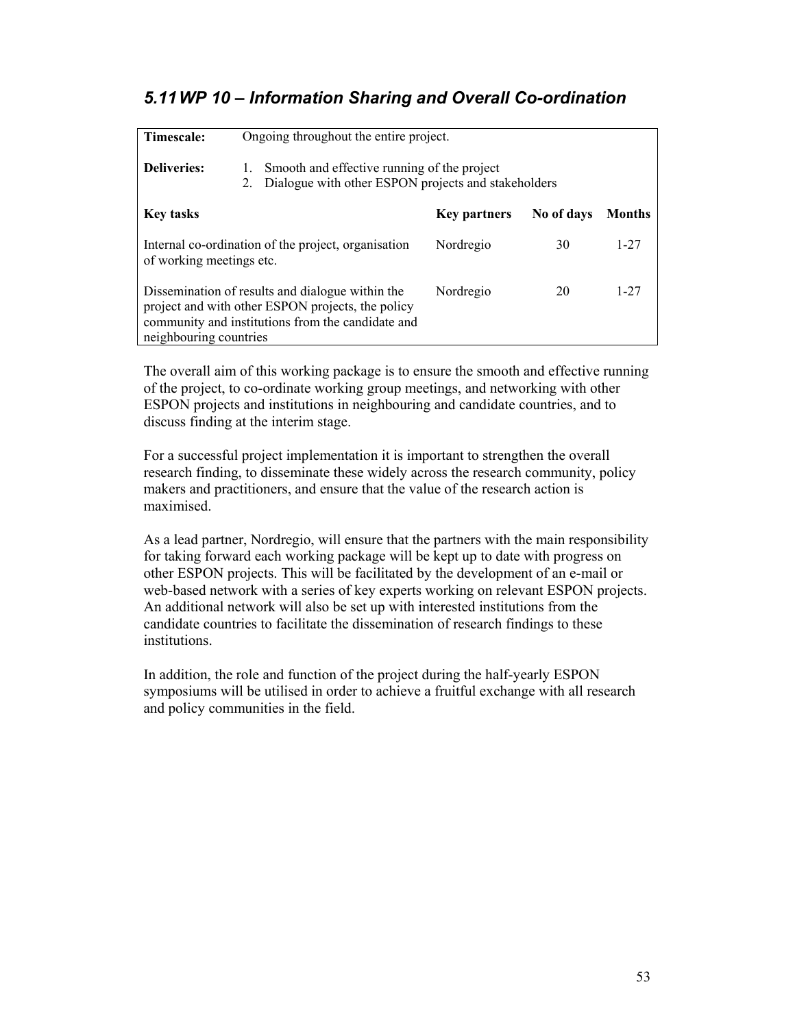## *5.11 WP 10 – Information Sharing and Overall Co-ordination*

| **Timescale:** | Ongoing throughout the entire project. | | |
|---|---|---|---|
| **Deliveries:** | 1. Smooth and effective running of the project<br>2. Dialogue with other ESPON projects and stakeholders | | |
| **Key tasks** | **Key partners** | **No of days** | **Months** |
| Internal co-ordination of the project, organisation of working meetings etc. | Nordregio | 30 | 1-27 |
| Dissemination of results and dialogue within the project and with other ESPON projects, the policy community and institutions from the candidate and neighbouring countries | Nordregio | 20 | 1-27 |

The overall aim of this working package is to ensure the smooth and effective running of the project, to co-ordinate working group meetings, and networking with other ESPON projects and institutions in neighbouring and candidate countries, and to discuss finding at the interim stage.

For a successful project implementation it is important to strengthen the overall research finding, to disseminate these widely across the research community, policy makers and practitioners, and ensure that the value of the research action is maximised.

As a lead partner, Nordregio, will ensure that the partners with the main responsibility for taking forward each working package will be kept up to date with progress on other ESPON projects. This will be facilitated by the development of an e-mail or web-based network with a series of key experts working on relevant ESPON projects. An additional network will also be set up with interested institutions from the candidate countries to facilitate the dissemination of research findings to these institutions.

In addition, the role and function of the project during the half-yearly ESPON symposiums will be utilised in order to achieve a fruitful exchange with all research and policy communities in the field.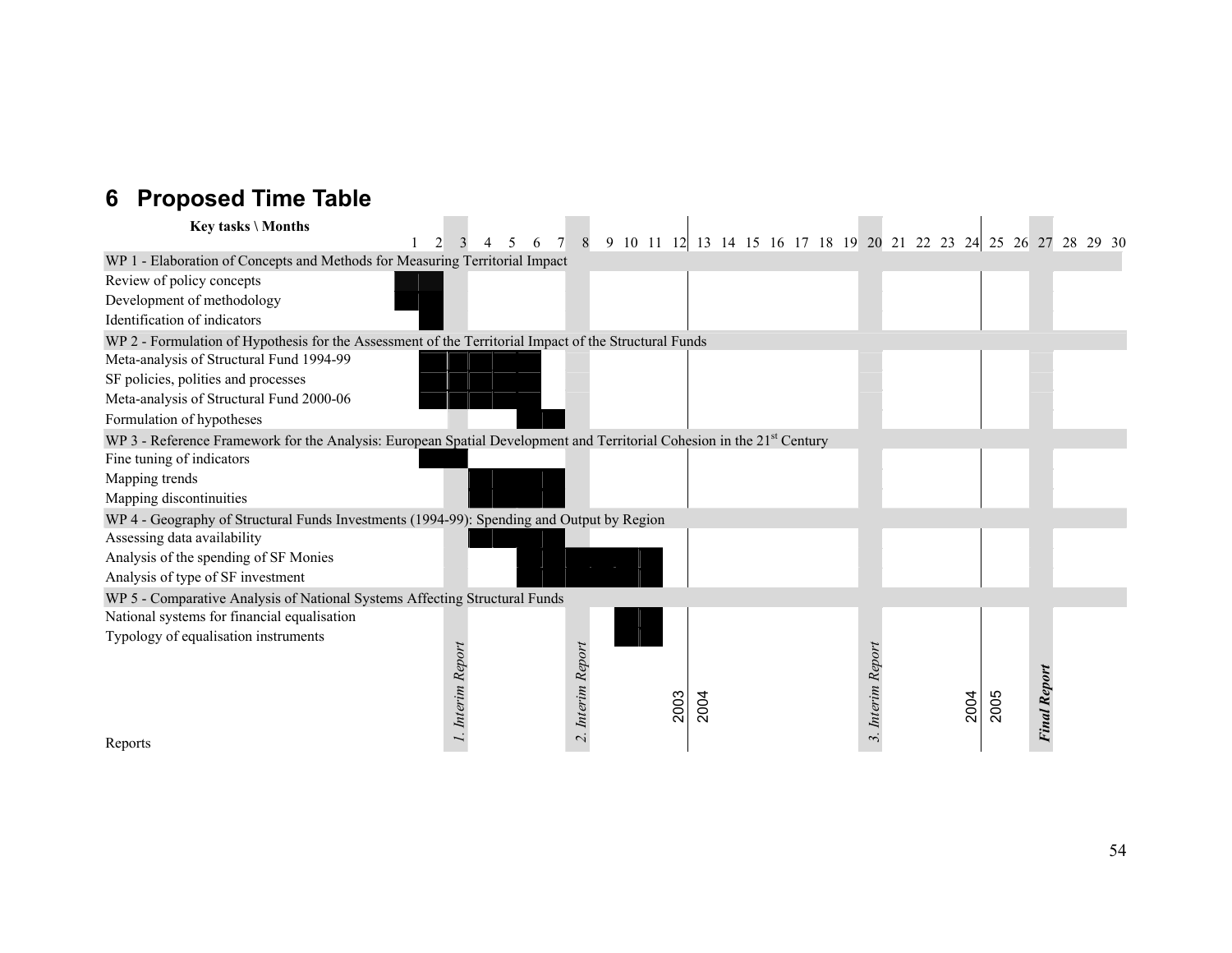# 6 Proposed Time Table

| Key tasks \ Months | 1 | 2 | 3 | 4 | 5 | 6 | 7 | 8 | 9 | 10 | 11 | 12 | 13 | 14 | 15 | 16 | 17 | 18 | 19 | 20 | 21 | 22 | 23 | 24 | 25 | 26 | 27 | 28 | 29 | 30 |
|---|---|---|---|---|---|---|---|---|---|---|---|---|---|---|---|---|---|---|---|---|---|---|---|---|---|---|---|---|---|---|
| **WP 1 - Elaboration of Concepts and Methods for Measuring Territorial Impact** | | | | | | | | | | | | | | | | | | | | | | | | | | | | | | |
| Review of policy concepts | ■ | ■ | | | | | | | | | | | | | | | | | | | | | | | | | | | | |
| Development of methodology | ■ | ■ | | | | | | | | | | | | | | | | | | | | | | | | | | | | |
| Identification of indicators | | ■ | | | | | | | | | | | | | | | | | | | | | | | | | | | | |
| **WP 2 - Formulation of Hypothesis for the Assessment of the Territorial Impact of the Structural Funds** | | | | | | | | | | | | | | | | | | | | | | | | | | | | | | |
| Meta-analysis of Structural Fund 1994-99 | | ■ | ■ | ■ | ■ | ■ | | | | | | | | | | | | | | | | | | | | | | | | |
| SF policies, polities and processes | | ■ | ■ | ■ | ■ | ■ | | | | | | | | | | | | | | | | | | | | | | | | |
| Meta-analysis of Structural Fund 2000-06 | | ■ | ■ | ■ | ■ | ■ | | | | | | | | | | | | | | | | | | | | | | | | |
| Formulation of hypotheses | | | | | | ■ | ■ | | | | | | | | | | | | | | | | | | | | | | | |
| **WP 3 - Reference Framework for the Analysis: European Spatial Development and Territorial Cohesion in the 21st Century** | | | | | | | | | | | | | | | | | | | | | | | | | | | | | | |
| Fine tuning of indicators | | ■ | ■ | | | | | | | | | | | | | | | | | | | | | | | | | | | |
| Mapping trends | | | | ■ | ■ | ■ | ■ | | | | | | | | | | | | | | | | | | | | | | | |
| Mapping discontinuities | | | | ■ | ■ | ■ | ■ | | | | | | | | | | | | | | | | | | | | | | | |
| **WP 4 - Geography of Structural Funds Investments (1994-99): Spending and Output by Region** | | | | | | | | | | | | | | | | | | | | | | | | | | | | | | |
| Assessing data availability | | | | ■ | ■ | ■ | ■ | | | | | | | | | | | | | | | | | | | | | | | |
| Analysis of the spending of SF Monies | | | | | | ■ | ■ | ■ | ■ | ■ | ■ | | | | | | | | | | | | | | | | | | | |
| Analysis of type of SF investment | | | | | | ■ | ■ | ■ | ■ | ■ | ■ | | | | | | | | | | | | | | | | | | | |
| **WP 5 - Comparative Analysis of National Systems Affecting Structural Funds** | | | | | | | | | | | | | | | | | | | | | | | | | | | | | | |
| National systems for financial equalisation | | | | | | | | | | ■ | ■ | | | | | | | | | | | | | | | | | | | |
| Typology of equalisation instruments | | | | | | | | | | ■ | ■ | | | | | | | | | | | | | | | | | | | |
| Reports | | | *1. Interim Report* | | | | | *2. Interim Report* | | | | 2003 | 2004 | | | | | | | *3. Interim Report* | | | | 2004 | 2005 | | ***Final Report*** | | | |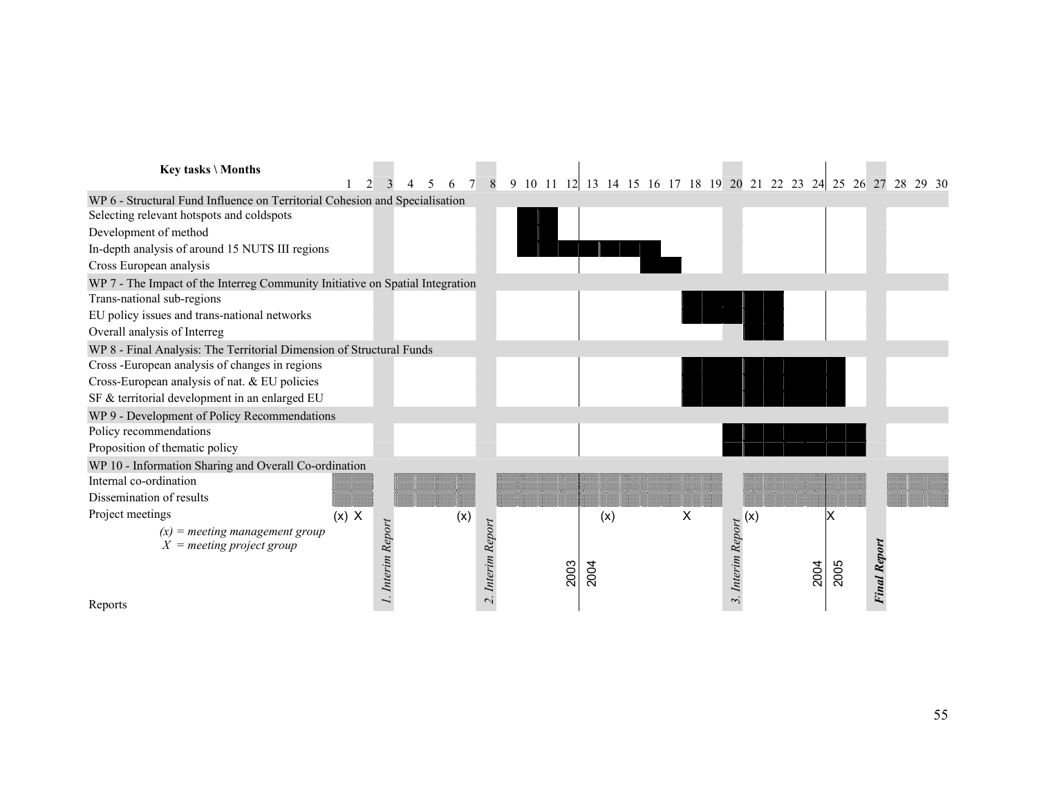Key tasks \ Months

1 2 3 4 5 6 7 8 9 10 11 12 13 14 15 16 17 18 19 20 21 22 23 24 25 26 27 28 29 30

WP 6 - Structural Fund Influence on Territorial Cohesion and Specialisation

Selecting relevant hotspots and coldspots

Development of method

In-depth analysis of around 15 NUTS III regions

Cross European analysis

WP 7 - The Impact of the Interreg Community Initiative on Spatial Integration

Trans-national sub-regions

EU policy issues and trans-national networks

Overall analysis of Interreg

WP 8 - Final Analysis: The Territorial Dimension of Structural Funds

Cross -European analysis of changes in regions

Cross-European analysis of nat. & EU policies

SF & territorial development in an enlarged EU

WP 9 - Development of Policy Recommendations

Policy recommendations

Proposition of thematic policy

WP 10 - Information Sharing and Overall Co-ordination

Internal co-ordination

Dissemination of results

Project meetings

(x) X (x) (x) X (x) X

*(x) = meeting management group*

*X = meeting project group*

Reports

*1. Interim Report*

*2. Interim Report*

2003 2004

*3. Interim Report*

2004 2005

***Final Report***